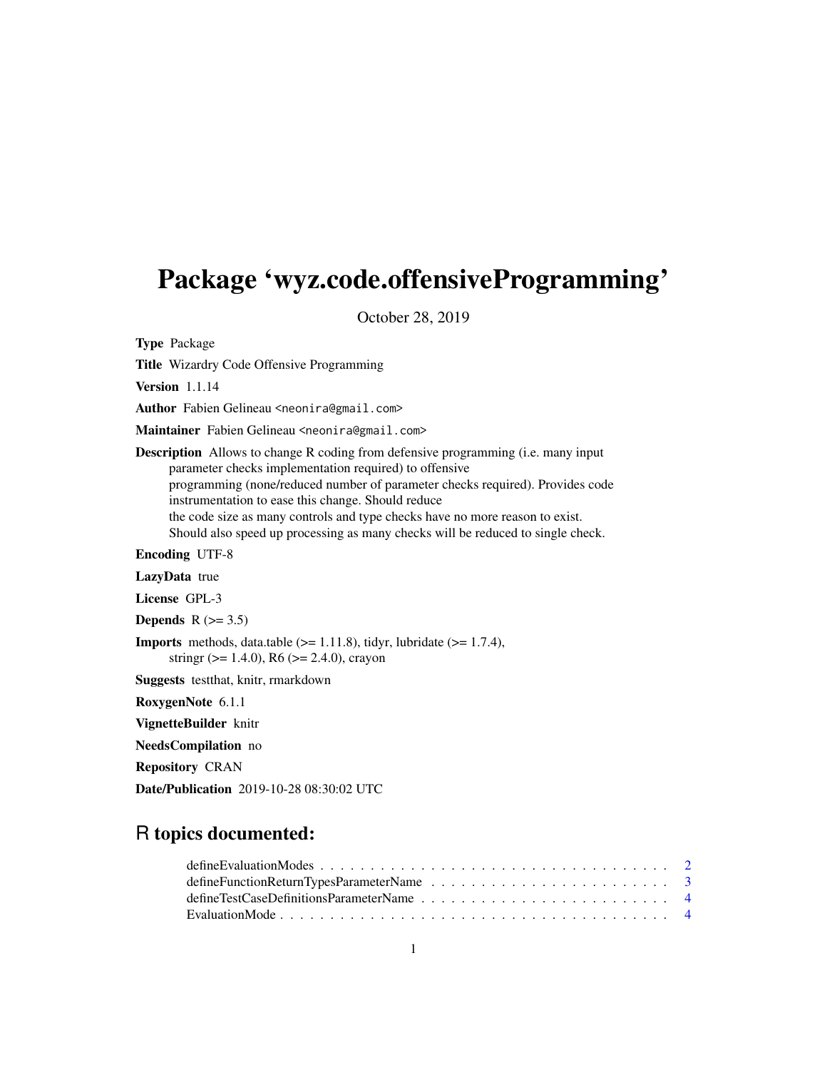# Package 'wyz.code.offensiveProgramming'

October 28, 2019

**Type** Package

**Title** Wizardry Code Offensive Programming

**Version** 1.1.14

**Author** Fabien Gelineau <neonira@gmail.com>

**Maintainer** Fabien Gelineau <neonira@gmail.com>

**Description** Allows to change R coding from defensive programming (i.e. many input parameter checks implementation required) to offensive programming (none/reduced number of parameter checks required). Provides code instrumentation to ease this change. Should reduce the code size as many controls and type checks have no more reason to exist. Should also speed up processing as many checks will be reduced to single check.

**Encoding** UTF-8

**LazyData** true

**License** GPL-3

**Depends** R (>= 3.5)

**Imports** methods, data.table (>= 1.11.8), tidyr, lubridate (>= 1.7.4), stringr (>= 1.4.0), R6 (>= 2.4.0), crayon

**Suggests** testthat, knitr, rmarkdown

**RoxygenNote** 6.1.1

**VignetteBuilder** knitr

**NeedsCompilation** no

**Repository** CRAN

**Date/Publication** 2019-10-28 08:30:02 UTC

## R topics documented:

defineEvaluationModes . . . . . . . . . . . . . . . . . . . . . . . . . . . . . . . . . . . 2
defineFunctionReturnTypesParameterName . . . . . . . . . . . . . . . . . . . . . . . . 3
defineTestCaseDefinitionsParameterName . . . . . . . . . . . . . . . . . . . . . . . . 4
EvaluationMode . . . . . . . . . . . . . . . . . . . . . . . . . . . . . . . . . . . . . . 4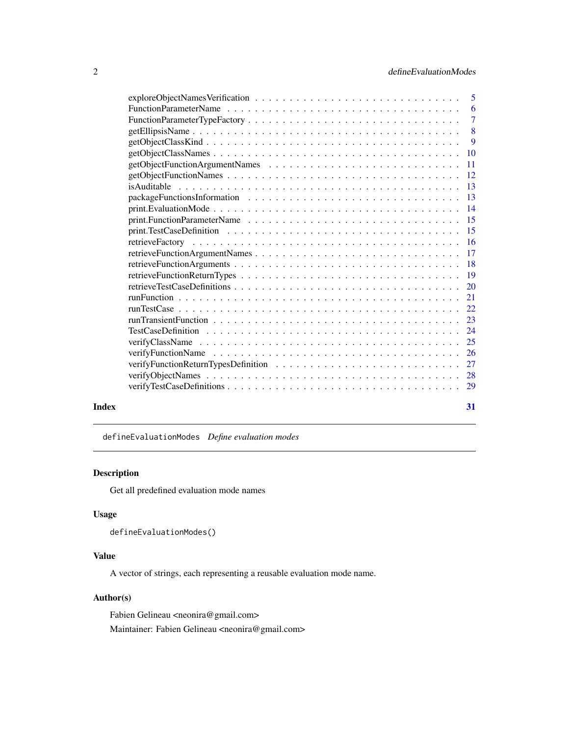exploreObjectNamesVerification . . . . . . . . . . . . . . . . . . . . . . . . . . . . 5
FunctionParameterName . . . . . . . . . . . . . . . . . . . . . . . . . . . . . . . 6
FunctionParameterTypeFactory . . . . . . . . . . . . . . . . . . . . . . . . . . . . 7
getEllipsisName . . . . . . . . . . . . . . . . . . . . . . . . . . . . . . . . . . 8
getObjectClassKind . . . . . . . . . . . . . . . . . . . . . . . . . . . . . . . . 9
getObjectClassNames . . . . . . . . . . . . . . . . . . . . . . . . . . . . . . . 10
getObjectFunctionArgumentNames . . . . . . . . . . . . . . . . . . . . . . . . . 11
getObjectFunctionNames . . . . . . . . . . . . . . . . . . . . . . . . . . . . . . 12
isAuditable . . . . . . . . . . . . . . . . . . . . . . . . . . . . . . . . . . . . 13
packageFunctionsInformation . . . . . . . . . . . . . . . . . . . . . . . . . . . 13
print.EvaluationMode . . . . . . . . . . . . . . . . . . . . . . . . . . . . . . . 14
print.FunctionParameterName . . . . . . . . . . . . . . . . . . . . . . . . . . . 15
print.TestCaseDefinition . . . . . . . . . . . . . . . . . . . . . . . . . . . . . 15
retrieveFactory . . . . . . . . . . . . . . . . . . . . . . . . . . . . . . . . . . 16
retrieveFunctionArgumentNames . . . . . . . . . . . . . . . . . . . . . . . . . . 17
retrieveFunctionArguments . . . . . . . . . . . . . . . . . . . . . . . . . . . . 18
retrieveFunctionReturnTypes . . . . . . . . . . . . . . . . . . . . . . . . . . . 19
retrieveTestCaseDefinitions . . . . . . . . . . . . . . . . . . . . . . . . . . . 20
runFunction . . . . . . . . . . . . . . . . . . . . . . . . . . . . . . . . . . . . 21
runTestCase . . . . . . . . . . . . . . . . . . . . . . . . . . . . . . . . . . . . 22
runTransientFunction . . . . . . . . . . . . . . . . . . . . . . . . . . . . . . . 23
TestCaseDefinition . . . . . . . . . . . . . . . . . . . . . . . . . . . . . . . . 24
verifyClassName . . . . . . . . . . . . . . . . . . . . . . . . . . . . . . . . . . 25
verifyFunctionName . . . . . . . . . . . . . . . . . . . . . . . . . . . . . . . . 26
verifyFunctionReturnTypesDefinition . . . . . . . . . . . . . . . . . . . . . . . 27
verifyObjectNames . . . . . . . . . . . . . . . . . . . . . . . . . . . . . . . . . 28
verifyTestCaseDefinitions . . . . . . . . . . . . . . . . . . . . . . . . . . . . . 29

**Index** **31**

---

`defineEvaluationModes` *Define evaluation modes*

---

## Description

Get all predefined evaluation mode names

## Usage

```
defineEvaluationModes()
```

## Value

A vector of strings, each representing a reusable evaluation mode name.

## Author(s)

Fabien Gelineau <neonira@gmail.com>

Maintainer: Fabien Gelineau <neonira@gmail.com>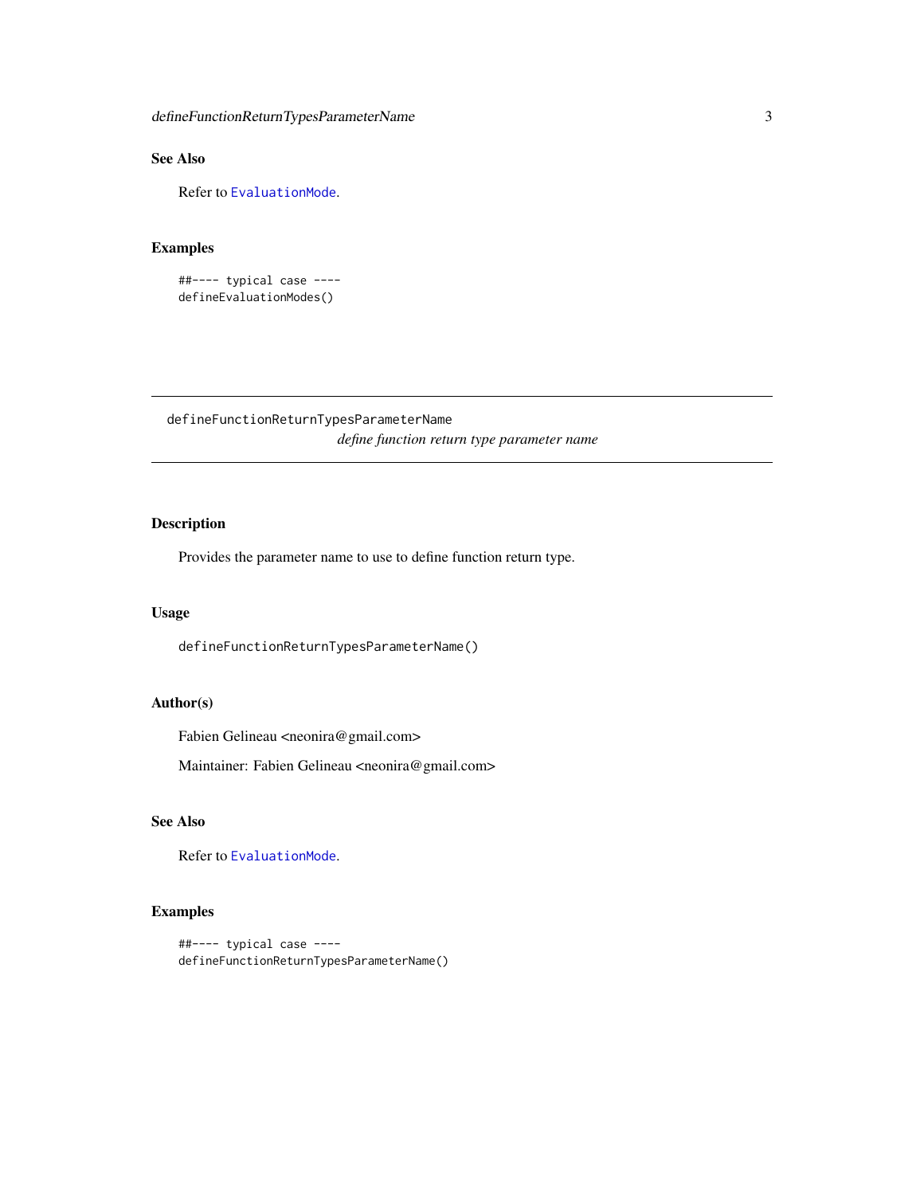### See Also

Refer to `EvaluationMode`.

### Examples

```
##---- typical case ----
defineEvaluationModes()
```

---

## defineFunctionReturnTypesParameterName    *define function return type parameter name*

---

### Description

Provides the parameter name to use to define function return type.

### Usage

```
defineFunctionReturnTypesParameterName()
```

### Author(s)

Fabien Gelineau <neonira@gmail.com>

Maintainer: Fabien Gelineau <neonira@gmail.com>

### See Also

Refer to `EvaluationMode`.

### Examples

```
##---- typical case ----
defineFunctionReturnTypesParameterName()
```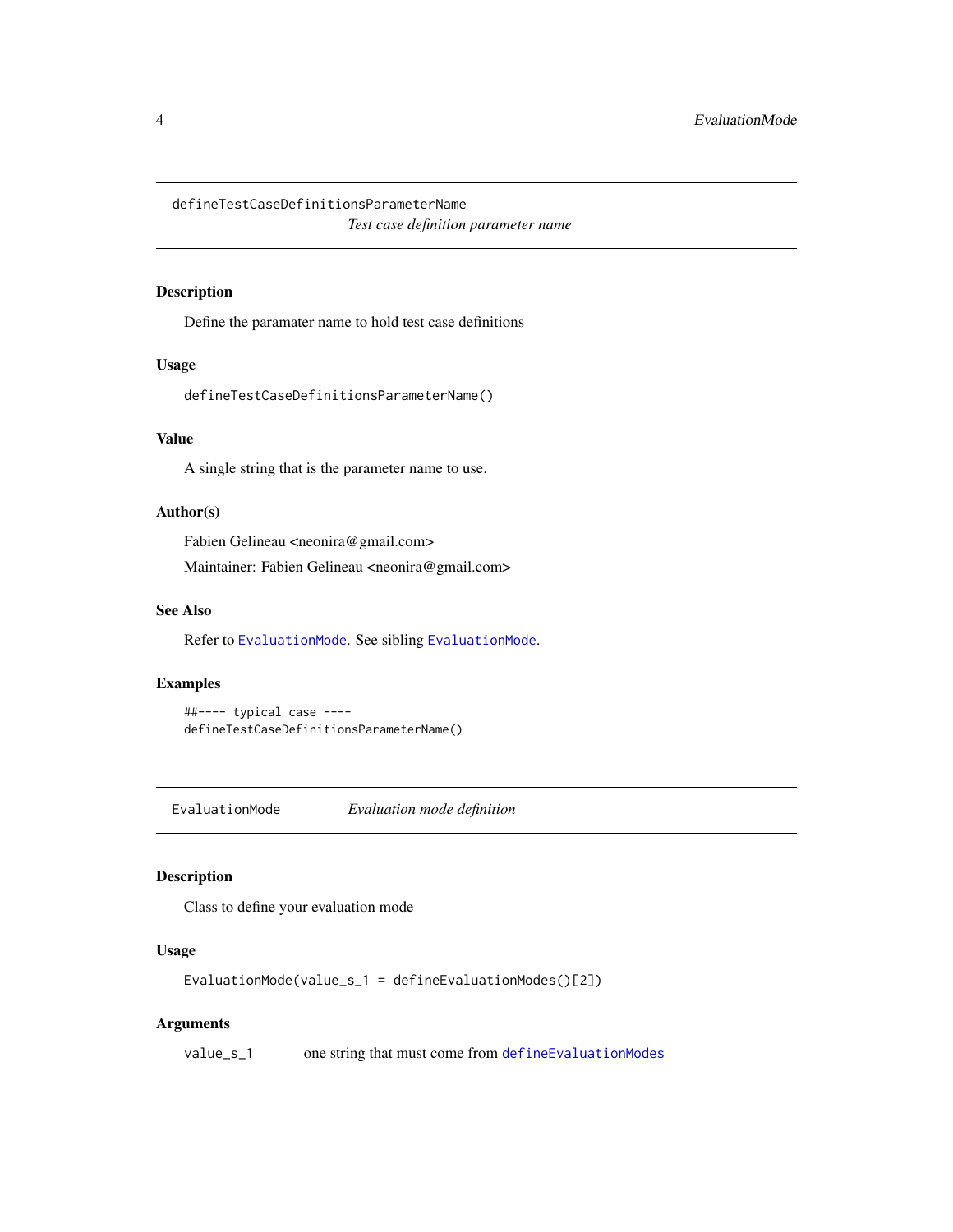## defineTestCaseDefinitionsParameterName — *Test case definition parameter name*

### Description

Define the paramater name to hold test case definitions

### Usage

```
defineTestCaseDefinitionsParameterName()
```

### Value

A single string that is the parameter name to use.

### Author(s)

Fabien Gelineau <neonira@gmail.com>

Maintainer: Fabien Gelineau <neonira@gmail.com>

### See Also

Refer to `EvaluationMode`. See sibling `EvaluationMode`.

### Examples

```
##---- typical case ----
defineTestCaseDefinitionsParameterName()
```

## EvaluationMode — *Evaluation mode definition*

### Description

Class to define your evaluation mode

### Usage

```
EvaluationMode(value_s_1 = defineEvaluationModes()[2])
```

### Arguments

| | |
|---|---|
| `value_s_1` | one string that must come from `defineEvaluationModes` |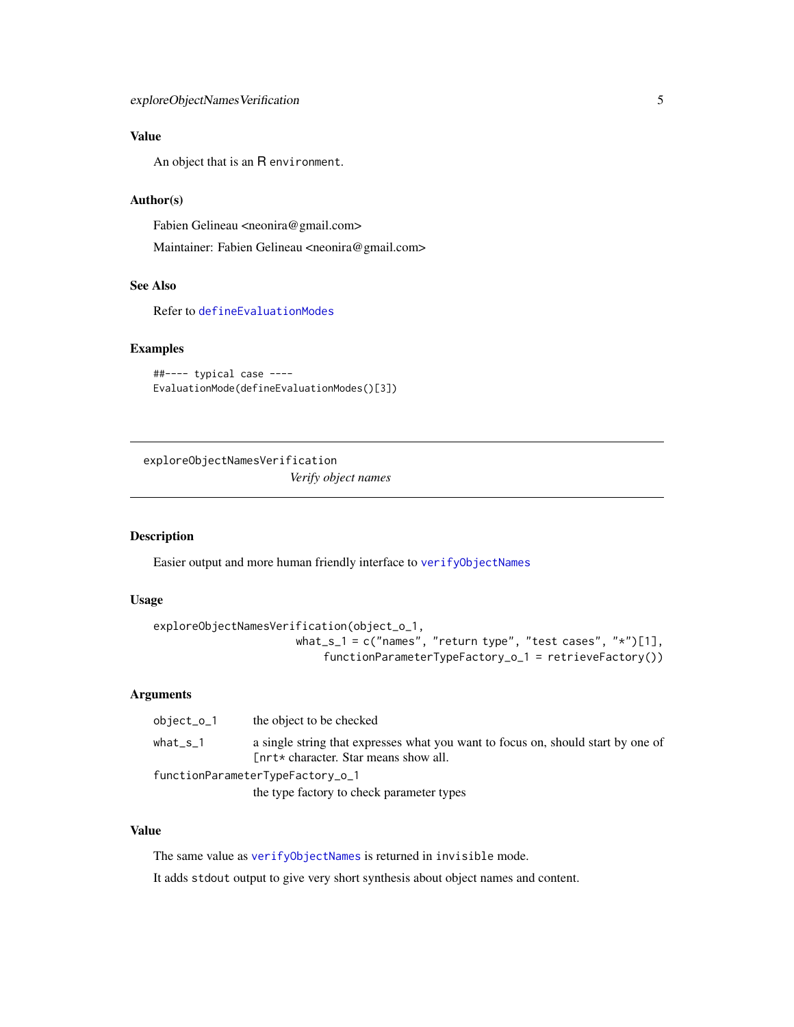## Value

An object that is an R `environment`.

## Author(s)

Fabien Gelineau <neonira@gmail.com>

Maintainer: Fabien Gelineau <neonira@gmail.com>

## See Also

Refer to `defineEvaluationModes`

## Examples

```
##---- typical case ----
EvaluationMode(defineEvaluationModes()[3])
```

---

# exploreObjectNamesVerification    *Verify object names*

---

## Description

Easier output and more human friendly interface to `verifyObjectNames`

## Usage

```
exploreObjectNamesVerification(object_o_1,
                          what_s_1 = c("names", "return type", "test cases", "*")[1],
                               functionParameterTypeFactory_o_1 = retrieveFactory())
```

## Arguments

| | |
|---|---|
| `object_o_1` | the object to be checked |
| `what_s_1` | a single string that expresses what you want to focus on, should start by one of [nrt* character. Star means show all. |
| `functionParameterTypeFactory_o_1` | the type factory to check parameter types |

## Value

The same value as `verifyObjectNames` is returned in `invisible` mode.

It adds `stdout` output to give very short synthesis about object names and content.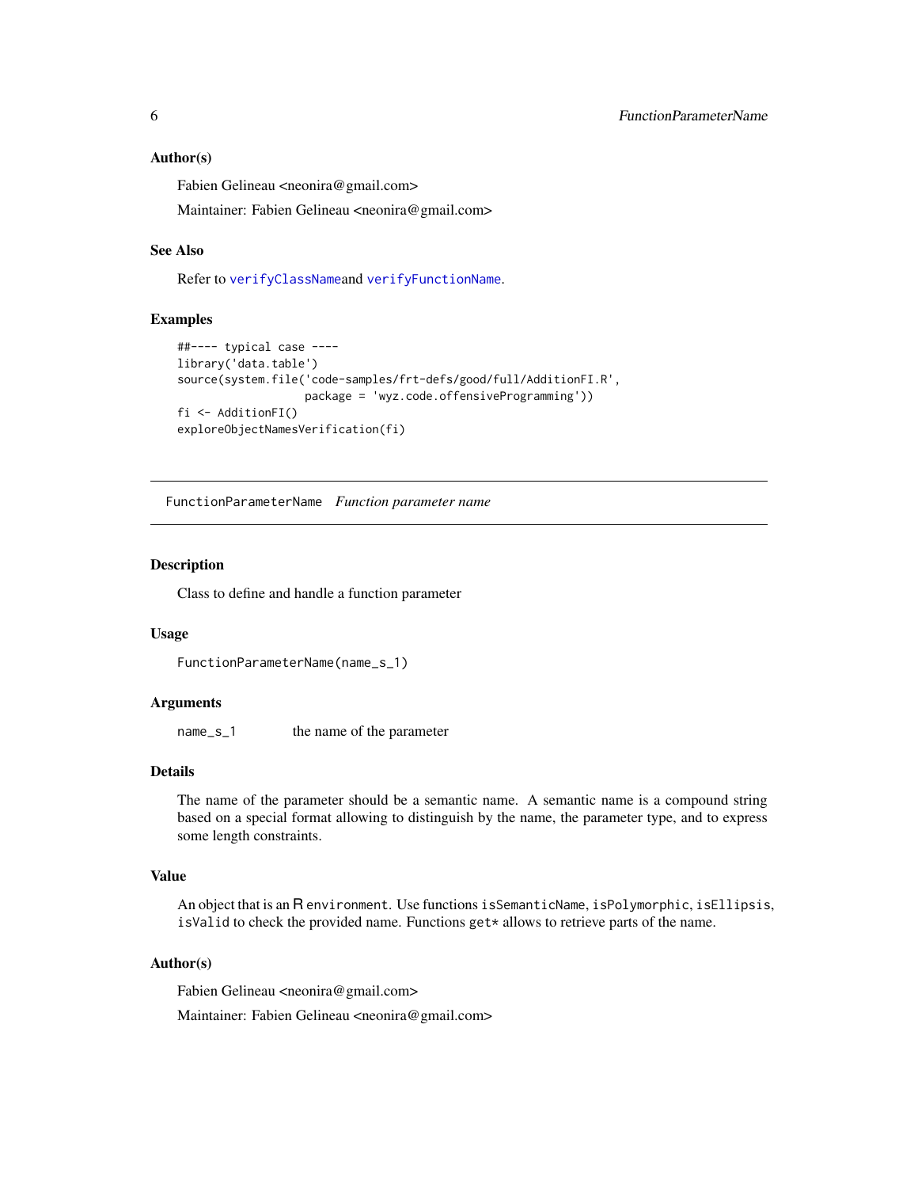### Author(s)

Fabien Gelineau <neonira@gmail.com>

Maintainer: Fabien Gelineau <neonira@gmail.com>

### See Also

Refer to verifyClassNameand verifyFunctionName.

### Examples

```
##---- typical case ----
library('data.table')
source(system.file('code-samples/frt-defs/good/full/AdditionFI.R',
                   package = 'wyz.code.offensiveProgramming'))
fi <- AdditionFI()
exploreObjectNamesVerification(fi)
```

---

## FunctionParameterName *Function parameter name*

---

### Description

Class to define and handle a function parameter

### Usage

```
FunctionParameterName(name_s_1)
```

### Arguments

| | |
|---|---|
| name_s_1 | the name of the parameter |

### Details

The name of the parameter should be a semantic name. A semantic name is a compound string based on a special format allowing to distinguish by the name, the parameter type, and to express some length constraints.

### Value

An object that is an R environment. Use functions isSemanticName, isPolymorphic, isEllipsis, isValid to check the provided name. Functions get* allows to retrieve parts of the name.

### Author(s)

Fabien Gelineau <neonira@gmail.com>

Maintainer: Fabien Gelineau <neonira@gmail.com>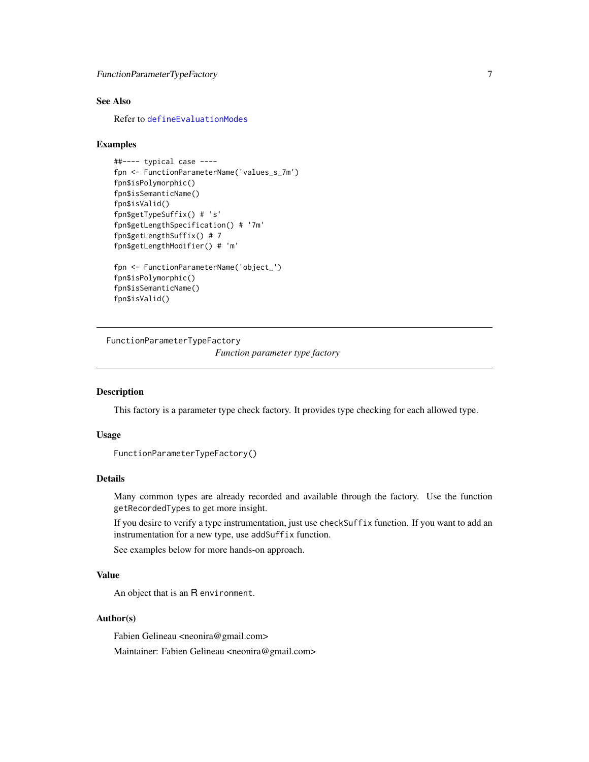### See Also

Refer to defineEvaluationModes

### Examples

```
##---- typical case ----
fpn <- FunctionParameterName('values_s_7m')
fpn$isPolymorphic()
fpn$isSemanticName()
fpn$isValid()
fpn$getTypeSuffix() # 's'
fpn$getLengthSpecification() # '7m'
fpn$getLengthSuffix() # 7
fpn$getLengthModifier() # 'm'

fpn <- FunctionParameterName('object_')
fpn$isPolymorphic()
fpn$isSemanticName()
fpn$isValid()
```

---

## FunctionParameterTypeFactory

*Function parameter type factory*

---

### Description

This factory is a parameter type check factory. It provides type checking for each allowed type.

### Usage

```
FunctionParameterTypeFactory()
```

### Details

Many common types are already recorded and available through the factory. Use the function `getRecordedTypes` to get more insight.

If you desire to verify a type instrumentation, just use `checkSuffix` function. If you want to add an instrumentation for a new type, use `addSuffix` function.

See examples below for more hands-on approach.

### Value

An object that is an R `environment`.

### Author(s)

Fabien Gelineau <neonira@gmail.com>

Maintainer: Fabien Gelineau <neonira@gmail.com>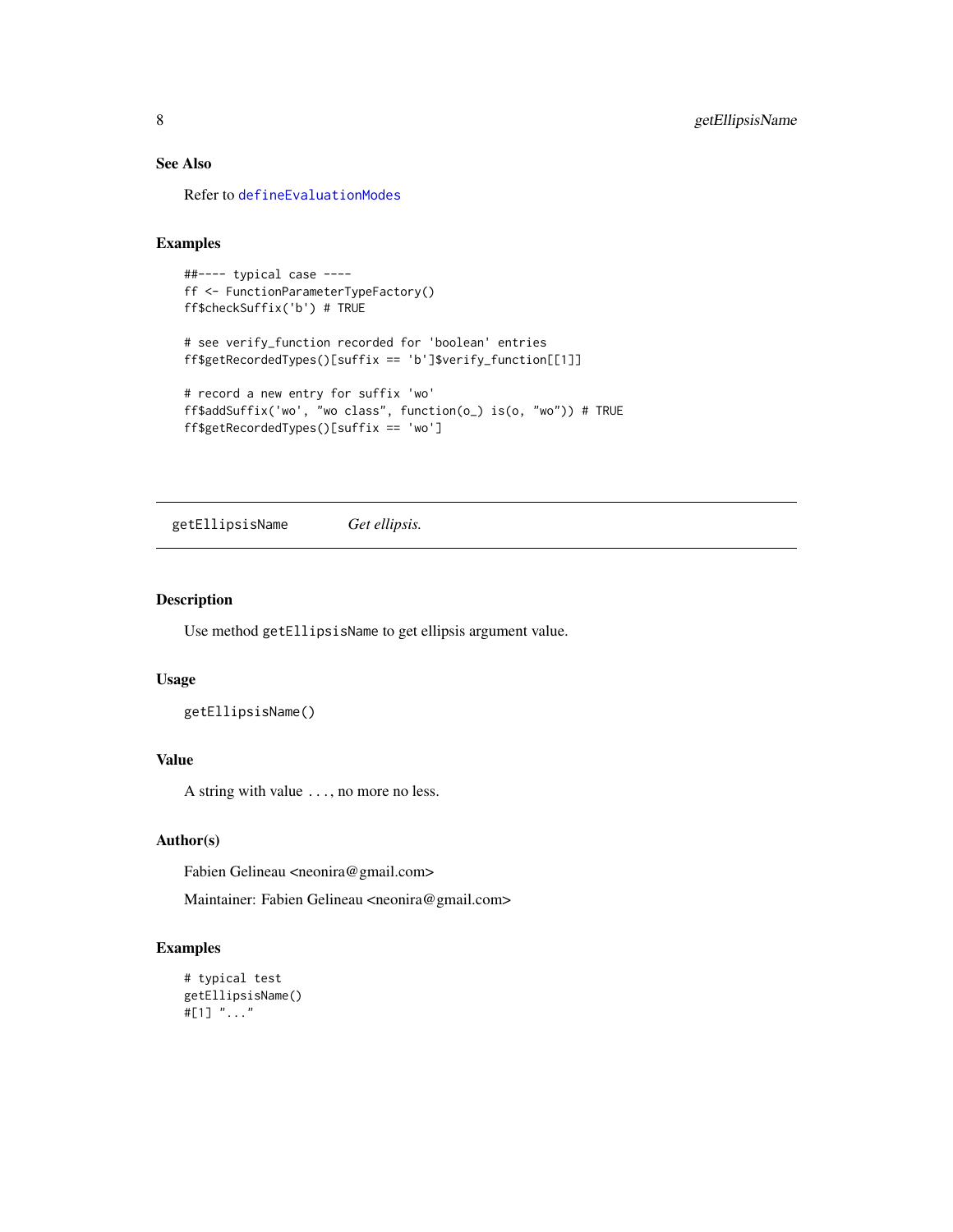### See Also

Refer to defineEvaluationModes

### Examples

```
##---- typical case ----
ff <- FunctionParameterTypeFactory()
ff$checkSuffix('b') # TRUE

# see verify_function recorded for 'boolean' entries
ff$getRecordedTypes()[suffix == 'b']$verify_function[[1]]

# record a new entry for suffix 'wo'
ff$addSuffix('wo', "wo class", function(o_) is(o, "wo")) # TRUE
ff$getRecordedTypes()[suffix == 'wo']
```

---

## getEllipsisName *Get ellipsis.*

### Description

Use method getEllipsisName to get ellipsis argument value.

### Usage

```
getEllipsisName()
```

### Value

A string with value ..., no more no less.

### Author(s)

Fabien Gelineau <neonira@gmail.com>

Maintainer: Fabien Gelineau <neonira@gmail.com>

### Examples

```
# typical test
getEllipsisName()
#[1] "..."
```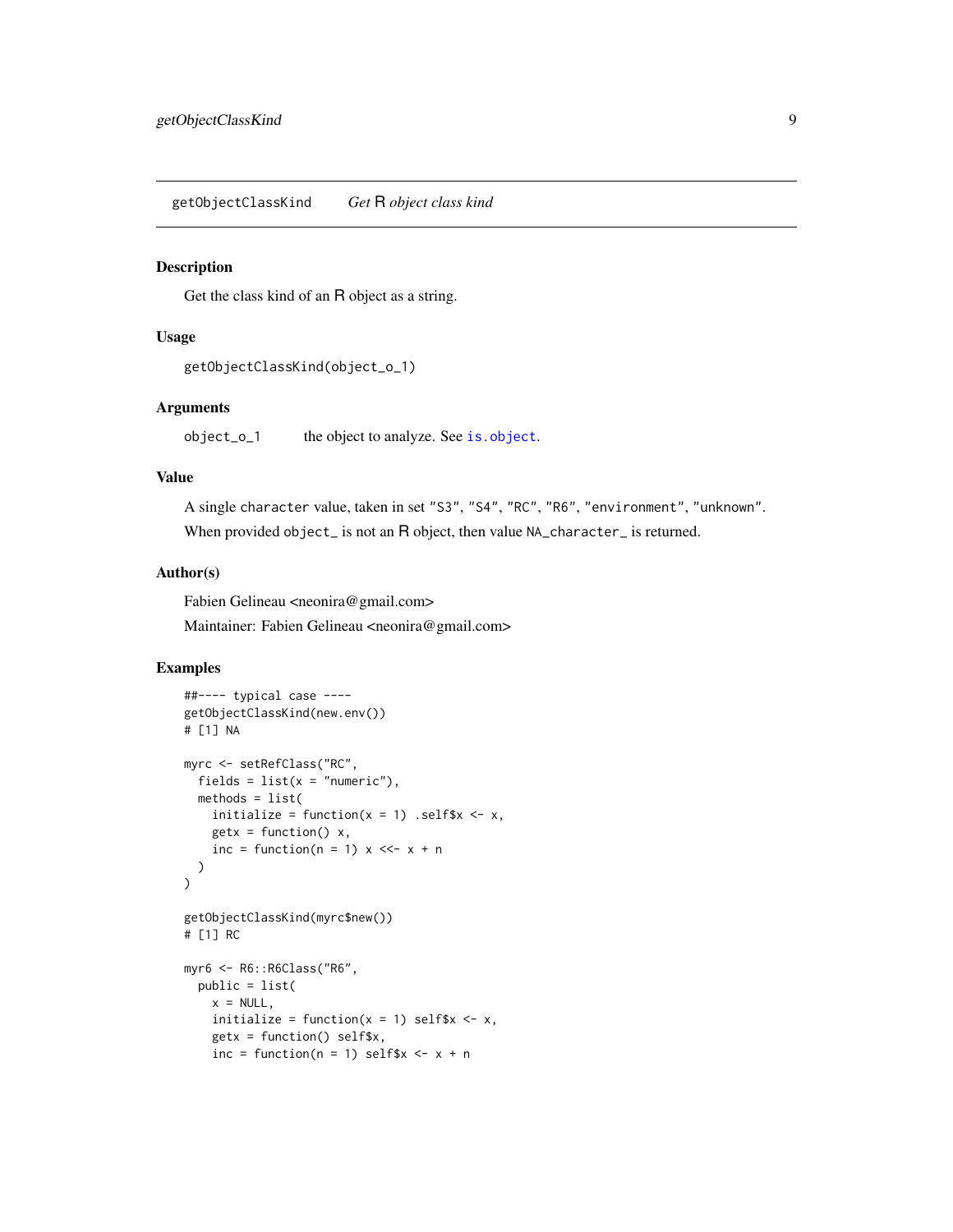getObjectClassKind — *Get R object class kind*

## Description

Get the class kind of an R object as a string.

## Usage

```
getObjectClassKind(object_o_1)
```

## Arguments

| | |
|---|---|
| object_o_1 | the object to analyze. See is.object. |

## Value

A single character value, taken in set "S3", "S4", "RC", "R6", "environment", "unknown".

When provided object_ is not an R object, then value NA_character_ is returned.

## Author(s)

Fabien Gelineau <neonira@gmail.com>

Maintainer: Fabien Gelineau <neonira@gmail.com>

## Examples

```
##---- typical case ----
getObjectClassKind(new.env())
# [1] NA

myrc <- setRefClass("RC",
  fields = list(x = "numeric"),
  methods = list(
    initialize = function(x = 1) .self$x <- x,
    getx = function() x,
    inc = function(n = 1) x <<- x + n
  )
)

getObjectClassKind(myrc$new())
# [1] RC

myr6 <- R6::R6Class("R6",
  public = list(
    x = NULL,
    initialize = function(x = 1) self$x <- x,
    getx = function() self$x,
    inc = function(n = 1) self$x <- x + n
```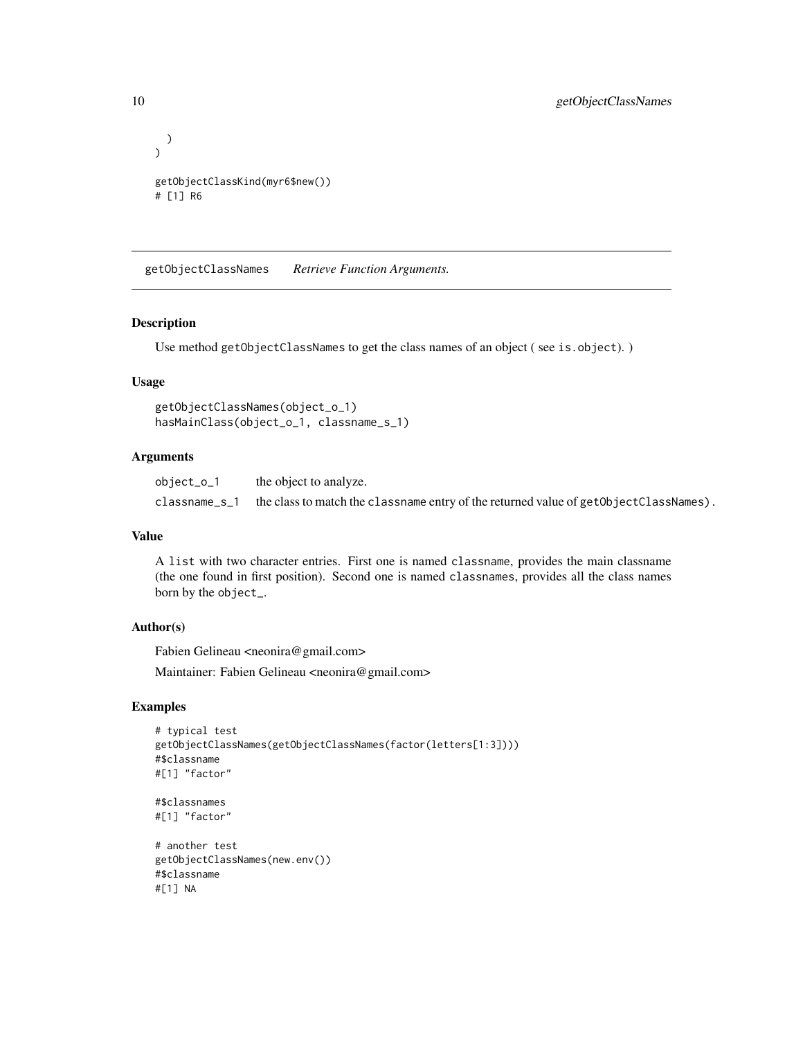```
  )
)

getObjectClassKind(myr6$new())
# [1] R6
```

---

## getObjectClassNames *Retrieve Function Arguments.*

### Description

Use method `getObjectClassNames` to get the class names of an object ( see `is.object`). )

### Usage

```
getObjectClassNames(object_o_1)
hasMainClass(object_o_1, classname_s_1)
```

### Arguments

| | |
|---|---|
| `object_o_1` | the object to analyze. |
| `classname_s_1` | the class to match the `classname` entry of the returned value of `getObjectClassNames)`. |

### Value

A `list` with two character entries. First one is named `classname`, provides the main classname (the one found in first position). Second one is named `classnames`, provides all the class names born by the `object_`.

### Author(s)

Fabien Gelineau <neonira@gmail.com>

Maintainer: Fabien Gelineau <neonira@gmail.com>

### Examples

```
# typical test
getObjectClassNames(getObjectClassNames(factor(letters[1:3])))
#$classname
#[1] "factor"

#$classnames
#[1] "factor"

# another test
getObjectClassNames(new.env())
#$classname
#[1] NA
```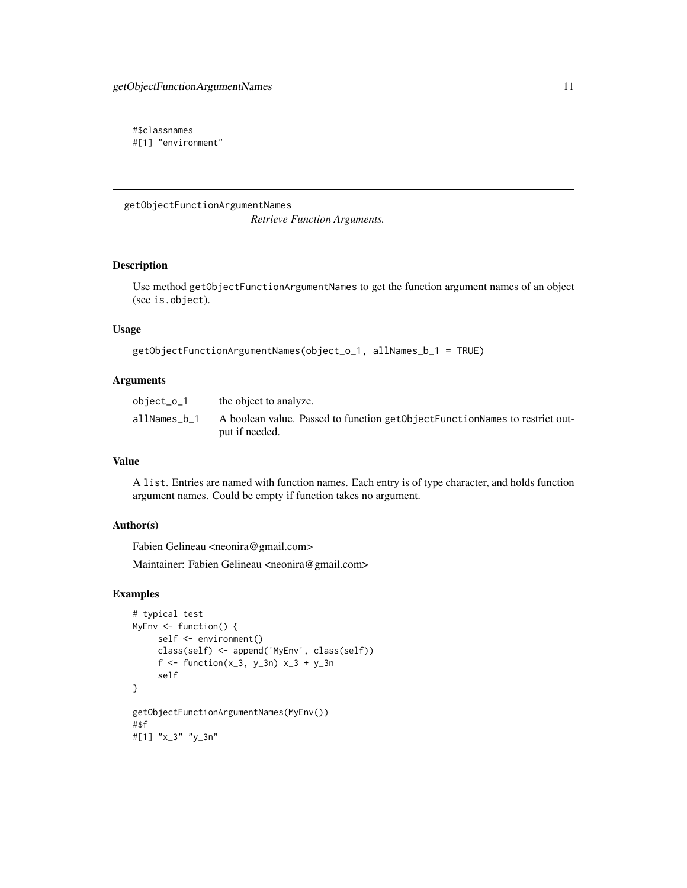```
#$classnames
#[1] "environment"
```

## getObjectFunctionArgumentNames

*Retrieve Function Arguments.*

### Description

Use method `getObjectFunctionArgumentNames` to get the function argument names of an object (see `is.object`).

### Usage

```
getObjectFunctionArgumentNames(object_o_1, allNames_b_1 = TRUE)
```

### Arguments

| | |
|---|---|
| `object_o_1` | the object to analyze. |
| `allNames_b_1` | A boolean value. Passed to function `getObjectFunctionNames` to restrict output if needed. |

### Value

A `list`. Entries are named with function names. Each entry is of type character, and holds function argument names. Could be empty if function takes no argument.

### Author(s)

Fabien Gelineau <neonira@gmail.com>

Maintainer: Fabien Gelineau <neonira@gmail.com>

### Examples

```
# typical test
MyEnv <- function() {
     self <- environment()
     class(self) <- append('MyEnv', class(self))
     f <- function(x_3, y_3n) x_3 + y_3n
     self
}

getObjectFunctionArgumentNames(MyEnv())
#$f
#[1] "x_3" "y_3n"
```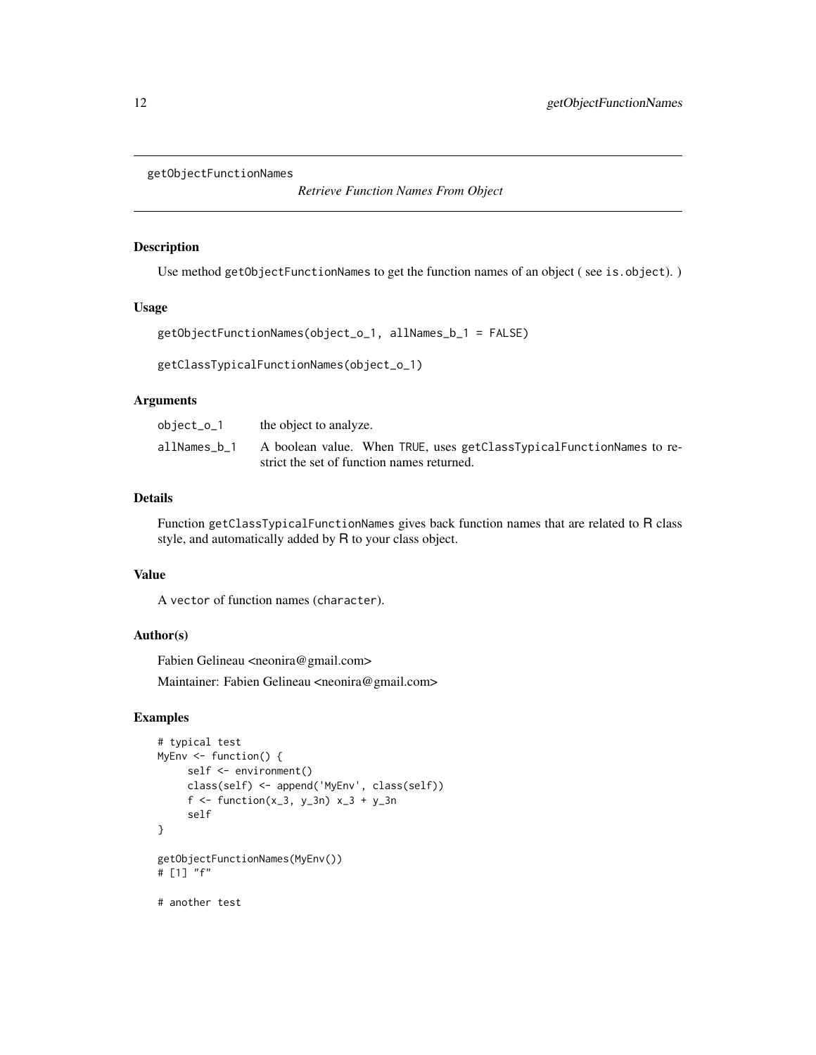## getObjectFunctionNames

*Retrieve Function Names From Object*

### Description

Use method `getObjectFunctionNames` to get the function names of an object ( see `is.object`). )

### Usage

```
getObjectFunctionNames(object_o_1, allNames_b_1 = FALSE)

getClassTypicalFunctionNames(object_o_1)
```

### Arguments

| | |
|---|---|
| object_o_1 | the object to analyze. |
| allNames_b_1 | A boolean value. When TRUE, uses getClassTypicalFunctionNames to restrict the set of function names returned. |

### Details

Function `getClassTypicalFunctionNames` gives back function names that are related to R class style, and automatically added by R to your class object.

### Value

A `vector` of function names (`character`).

### Author(s)

Fabien Gelineau <neonira@gmail.com>

Maintainer: Fabien Gelineau <neonira@gmail.com>

### Examples

```
# typical test
MyEnv <- function() {
     self <- environment()
     class(self) <- append('MyEnv', class(self))
     f <- function(x_3, y_3n) x_3 + y_3n
     self
}

getObjectFunctionNames(MyEnv())
# [1] "f"

# another test
```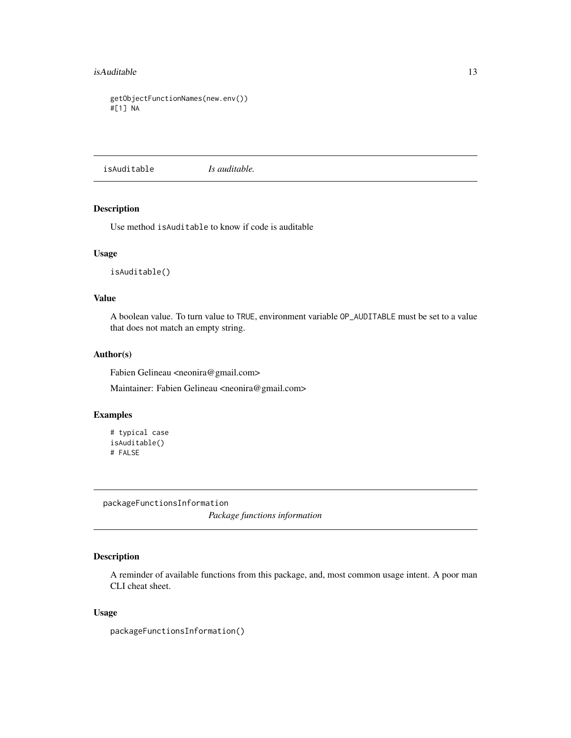```
getObjectFunctionNames(new.env())
#[1] NA
```

## isAuditable — *Is auditable.*

### Description

Use method `isAuditable` to know if code is auditable

### Usage

```
isAuditable()
```

### Value

A boolean value. To turn value to `TRUE`, environment variable `OP_AUDITABLE` must be set to a value that does not match an empty string.

### Author(s)

Fabien Gelineau <neonira@gmail.com>

Maintainer: Fabien Gelineau <neonira@gmail.com>

### Examples

```
# typical case
isAuditable()
# FALSE
```

## packageFunctionsInformation — *Package functions information*

### Description

A reminder of available functions from this package, and, most common usage intent. A poor man CLI cheat sheet.

### Usage

```
packageFunctionsInformation()
```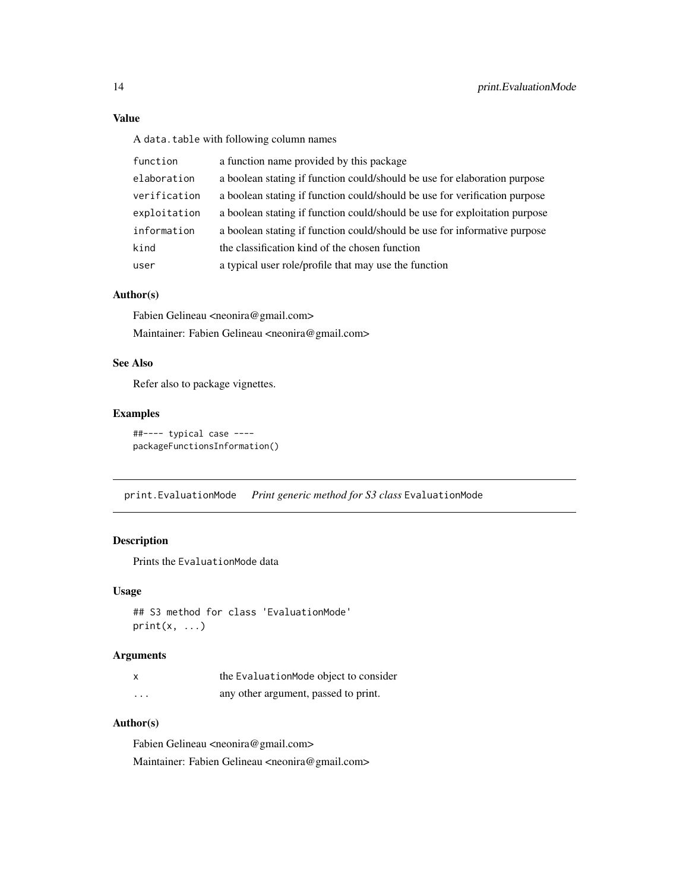### Value

A `data.table` with following column names

| | |
|---|---|
| `function` | a function name provided by this package |
| `elaboration` | a boolean stating if function could/should be use for elaboration purpose |
| `verification` | a boolean stating if function could/should be use for verification purpose |
| `exploitation` | a boolean stating if function could/should be use for exploitation purpose |
| `information` | a boolean stating if function could/should be use for informative purpose |
| `kind` | the classification kind of the chosen function |
| `user` | a typical user role/profile that may use the function |

### Author(s)

Fabien Gelineau <neonira@gmail.com>

Maintainer: Fabien Gelineau <neonira@gmail.com>

### See Also

Refer also to package vignettes.

### Examples

```
##---- typical case ----
packageFunctionsInformation()
```

---

## print.EvaluationMode    *Print generic method for S3 class* `EvaluationMode`

---

### Description

Prints the `EvaluationMode` data

### Usage

```
## S3 method for class 'EvaluationMode'
print(x, ...)
```

### Arguments

| | |
|---|---|
| `x` | the `EvaluationMode` object to consider |
| `...` | any other argument, passed to print. |

### Author(s)

Fabien Gelineau <neonira@gmail.com>

Maintainer: Fabien Gelineau <neonira@gmail.com>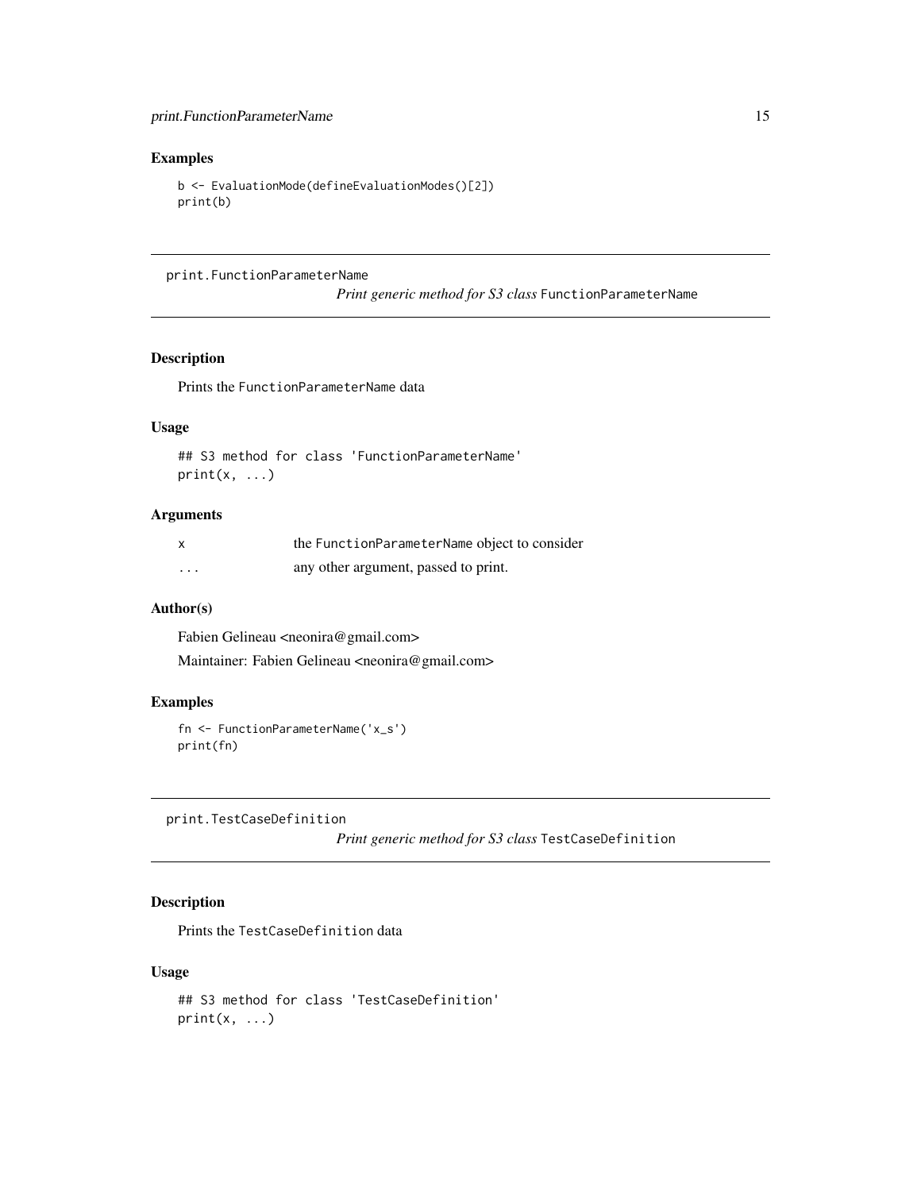### Examples

```
b <- EvaluationMode(defineEvaluationModes()[2])
print(b)
```

---

## print.FunctionParameterName

*Print generic method for S3 class* `FunctionParameterName`

### Description

Prints the `FunctionParameterName` data

### Usage

```
## S3 method for class 'FunctionParameterName'
print(x, ...)
```

### Arguments

| | |
|---|---|
| x | the `FunctionParameterName` object to consider |
| ... | any other argument, passed to print. |

### Author(s)

Fabien Gelineau <neonira@gmail.com>

Maintainer: Fabien Gelineau <neonira@gmail.com>

### Examples

```
fn <- FunctionParameterName('x_s')
print(fn)
```

---

## print.TestCaseDefinition

*Print generic method for S3 class* `TestCaseDefinition`

### Description

Prints the `TestCaseDefinition` data

### Usage

```
## S3 method for class 'TestCaseDefinition'
print(x, ...)
```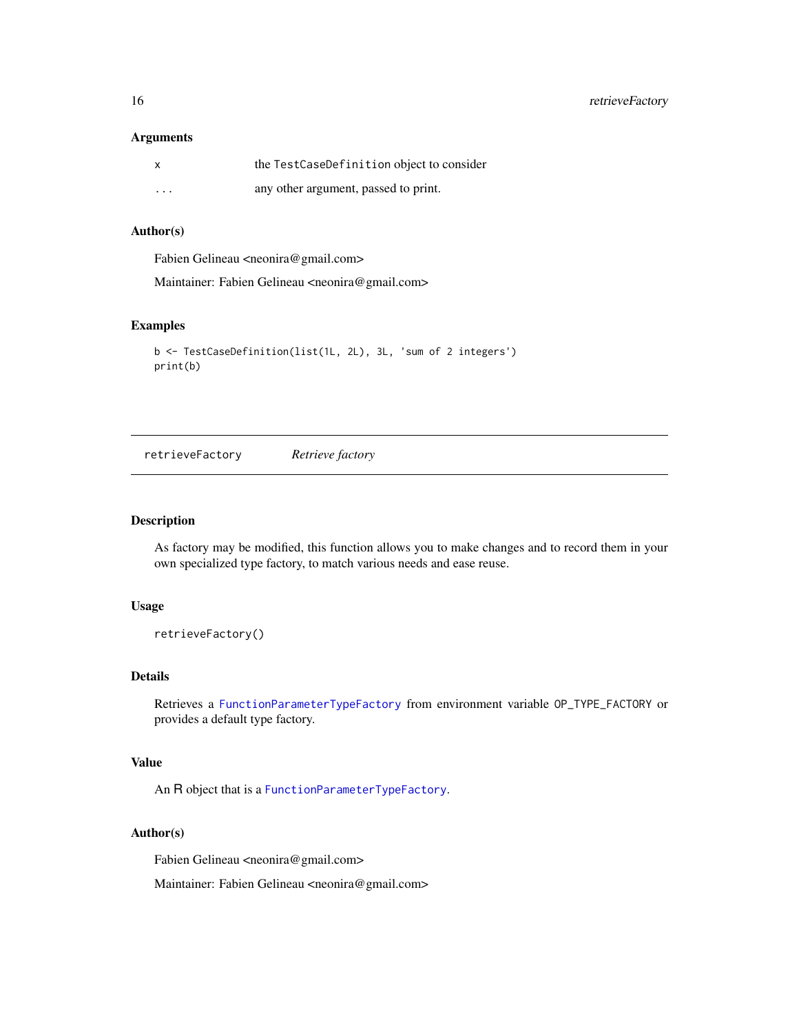### Arguments

| | |
|---|---|
| `x` | the `TestCaseDefinition` object to consider |
| `...` | any other argument, passed to print. |

### Author(s)

Fabien Gelineau <neonira@gmail.com>

Maintainer: Fabien Gelineau <neonira@gmail.com>

### Examples

```
b <- TestCaseDefinition(list(1L, 2L), 3L, 'sum of 2 integers')
print(b)
```

---

## `retrieveFactory` *Retrieve factory*

---

### Description

As factory may be modified, this function allows you to make changes and to record them in your own specialized type factory, to match various needs and ease reuse.

### Usage

```
retrieveFactory()
```

### Details

Retrieves a `FunctionParameterTypeFactory` from environment variable `OP_TYPE_FACTORY` or provides a default type factory.

### Value

An R object that is a `FunctionParameterTypeFactory`.

### Author(s)

Fabien Gelineau <neonira@gmail.com>

Maintainer: Fabien Gelineau <neonira@gmail.com>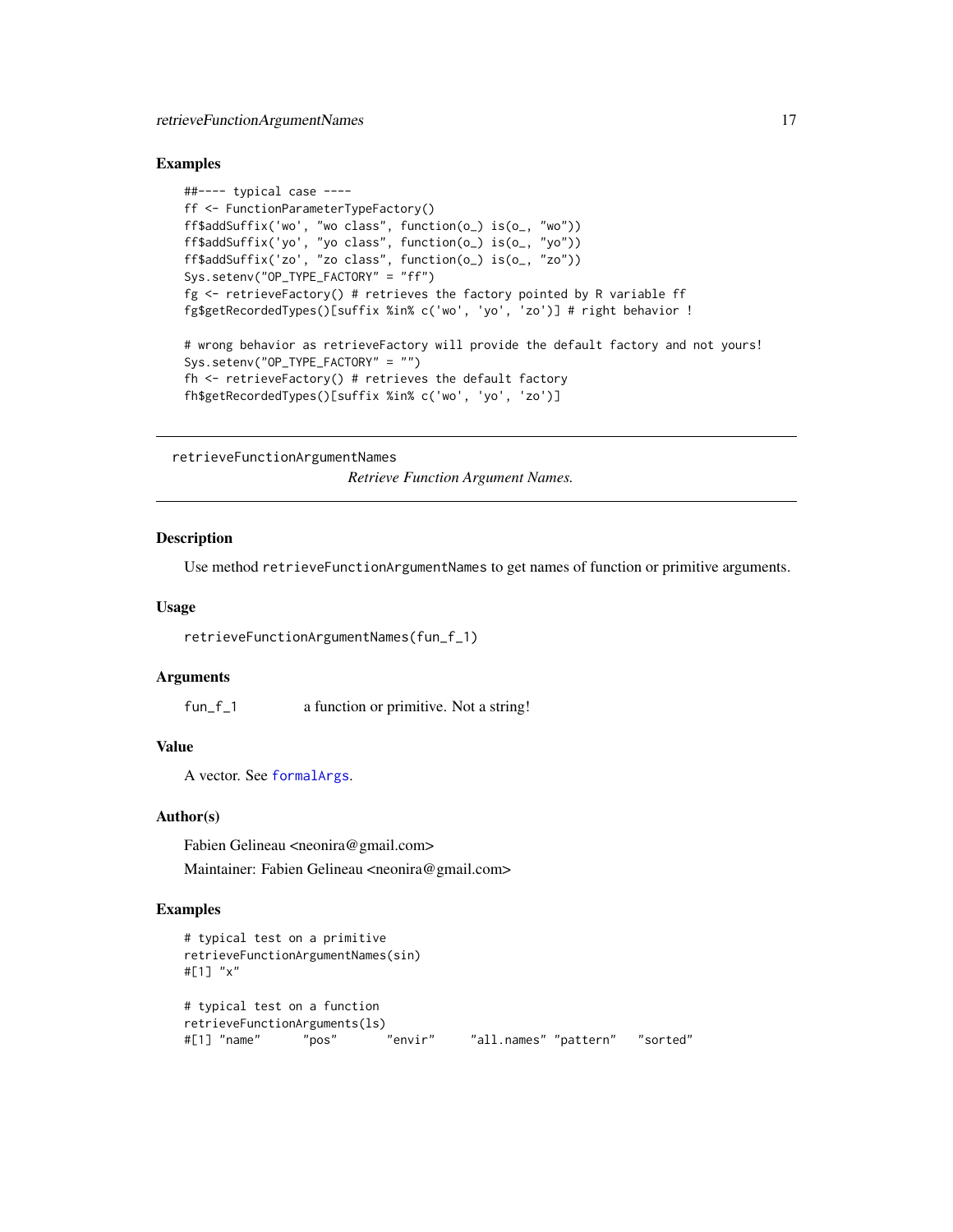## Examples

```
##---- typical case ----
ff <- FunctionParameterTypeFactory()
ff$addSuffix('wo', "wo class", function(o_) is(o_, "wo"))
ff$addSuffix('yo', "yo class", function(o_) is(o_, "yo"))
ff$addSuffix('zo', "zo class", function(o_) is(o_, "zo"))
Sys.setenv("OP_TYPE_FACTORY" = "ff")
fg <- retrieveFactory() # retrieves the factory pointed by R variable ff
fg$getRecordedTypes()[suffix %in% c('wo', 'yo', 'zo')] # right behavior !

# wrong behavior as retrieveFactory will provide the default factory and not yours!
Sys.setenv("OP_TYPE_FACTORY" = "")
fh <- retrieveFactory() # retrieves the default factory
fh$getRecordedTypes()[suffix %in% c('wo', 'yo', 'zo')]
```

---

# retrieveFunctionArgumentNames

*Retrieve Function Argument Names.*

---

## Description

Use method `retrieveFunctionArgumentNames` to get names of function or primitive arguments.

## Usage

```
retrieveFunctionArgumentNames(fun_f_1)
```

## Arguments

| | |
|---|---|
| `fun_f_1` | a function or primitive. Not a string! |

## Value

A vector. See `formalArgs`.

## Author(s)

Fabien Gelineau <neonira@gmail.com>

Maintainer: Fabien Gelineau <neonira@gmail.com>

## Examples

```
# typical test on a primitive
retrieveFunctionArgumentNames(sin)
#[1] "x"

# typical test on a function
retrieveFunctionArguments(ls)
#[1] "name"      "pos"       "envir"     "all.names" "pattern"   "sorted"
```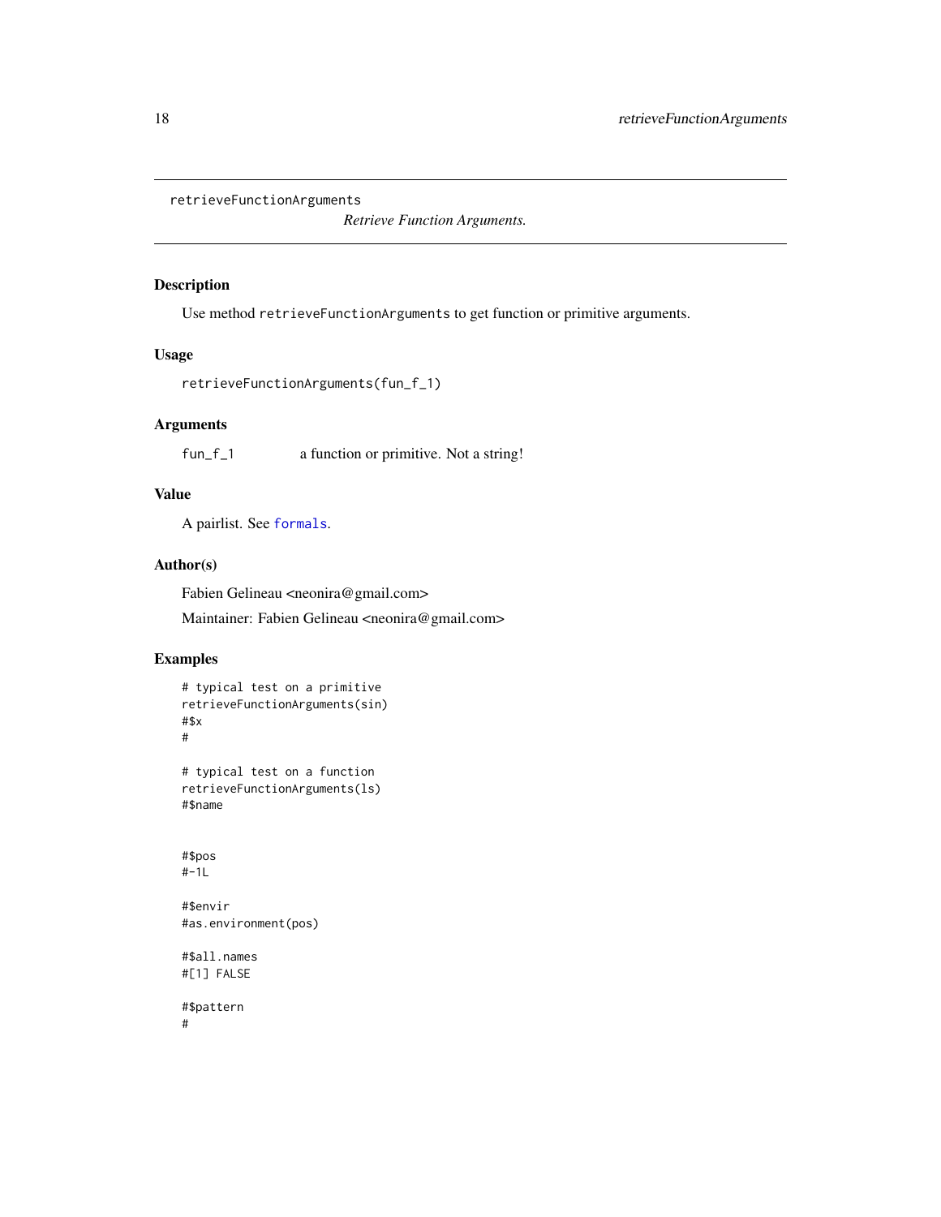`retrieveFunctionArguments` *Retrieve Function Arguments.*

## Description

Use method `retrieveFunctionArguments` to get function or primitive arguments.

## Usage

```
retrieveFunctionArguments(fun_f_1)
```

## Arguments

| | |
|---|---|
| `fun_f_1` | a function or primitive. Not a string! |

## Value

A pairlist. See `formals`.

## Author(s)

Fabien Gelineau <neonira@gmail.com>

Maintainer: Fabien Gelineau <neonira@gmail.com>

## Examples

```
# typical test on a primitive
retrieveFunctionArguments(sin)
#$x
#

# typical test on a function
retrieveFunctionArguments(ls)
#$name


#$pos
#-1L

#$envir
#as.environment(pos)

#$all.names
#[1] FALSE

#$pattern
#
```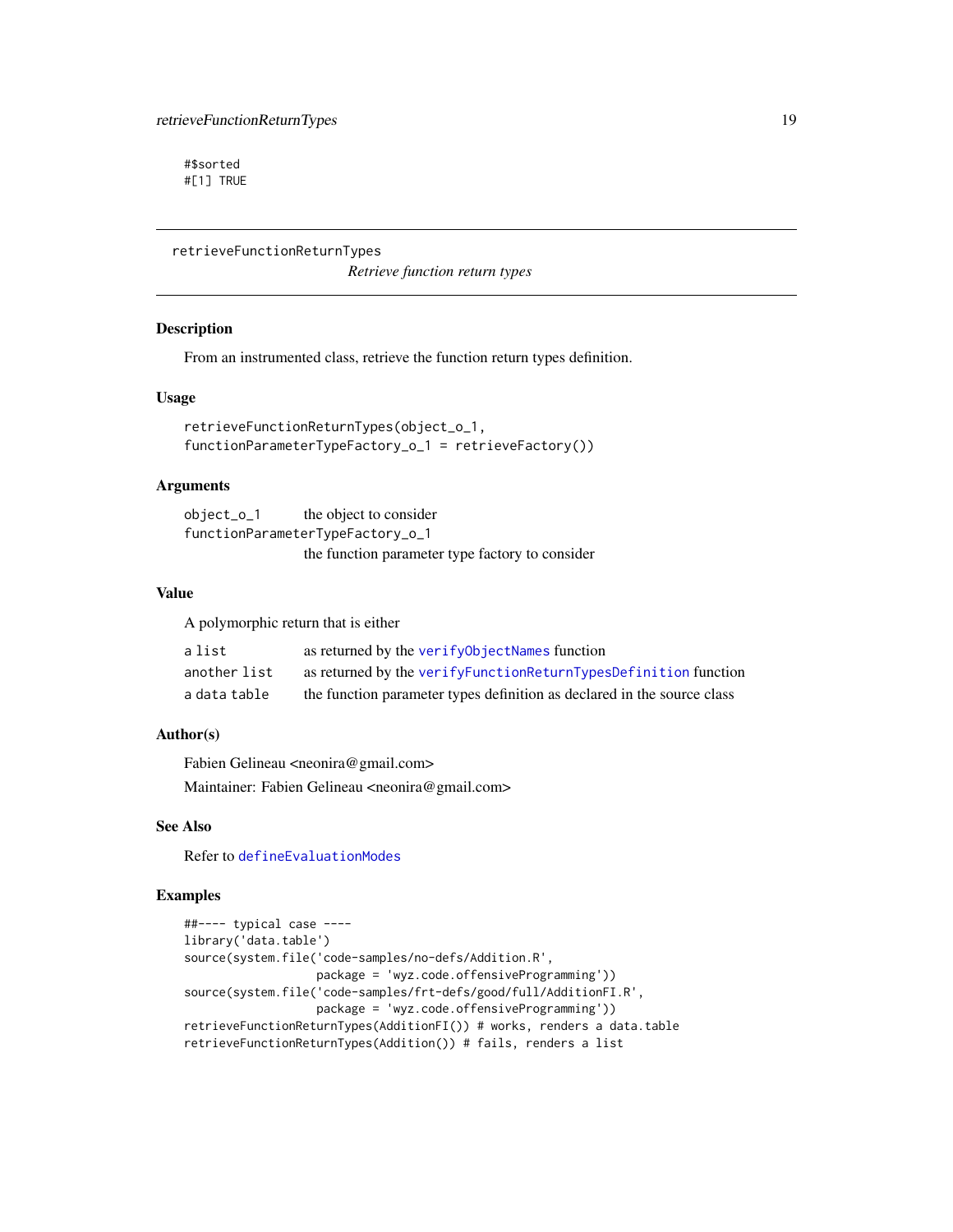```
#$sorted
#[1] TRUE
```

## retrieveFunctionReturnTypes

*Retrieve function return types*

### Description

From an instrumented class, retrieve the function return types definition.

### Usage

```
retrieveFunctionReturnTypes(object_o_1,
functionParameterTypeFactory_o_1 = retrieveFactory())
```

### Arguments

| | |
|---|---|
| `object_o_1` | the object to consider |
| `functionParameterTypeFactory_o_1` | the function parameter type factory to consider |

### Value

A polymorphic return that is either

| | |
|---|---|
| `a list` | as returned by the `verifyObjectNames` function |
| `another list` | as returned by the `verifyFunctionReturnTypesDefinition` function |
| `a data table` | the function parameter types definition as declared in the source class |

### Author(s)

Fabien Gelineau <neonira@gmail.com>

Maintainer: Fabien Gelineau <neonira@gmail.com>

### See Also

Refer to `defineEvaluationModes`

### Examples

```
##---- typical case ----
library('data.table')
source(system.file('code-samples/no-defs/Addition.R',
                   package = 'wyz.code.offensiveProgramming'))
source(system.file('code-samples/frt-defs/good/full/AdditionFI.R',
                   package = 'wyz.code.offensiveProgramming'))
retrieveFunctionReturnTypes(AdditionFI()) # works, renders a data.table
retrieveFunctionReturnTypes(Addition()) # fails, renders a list
```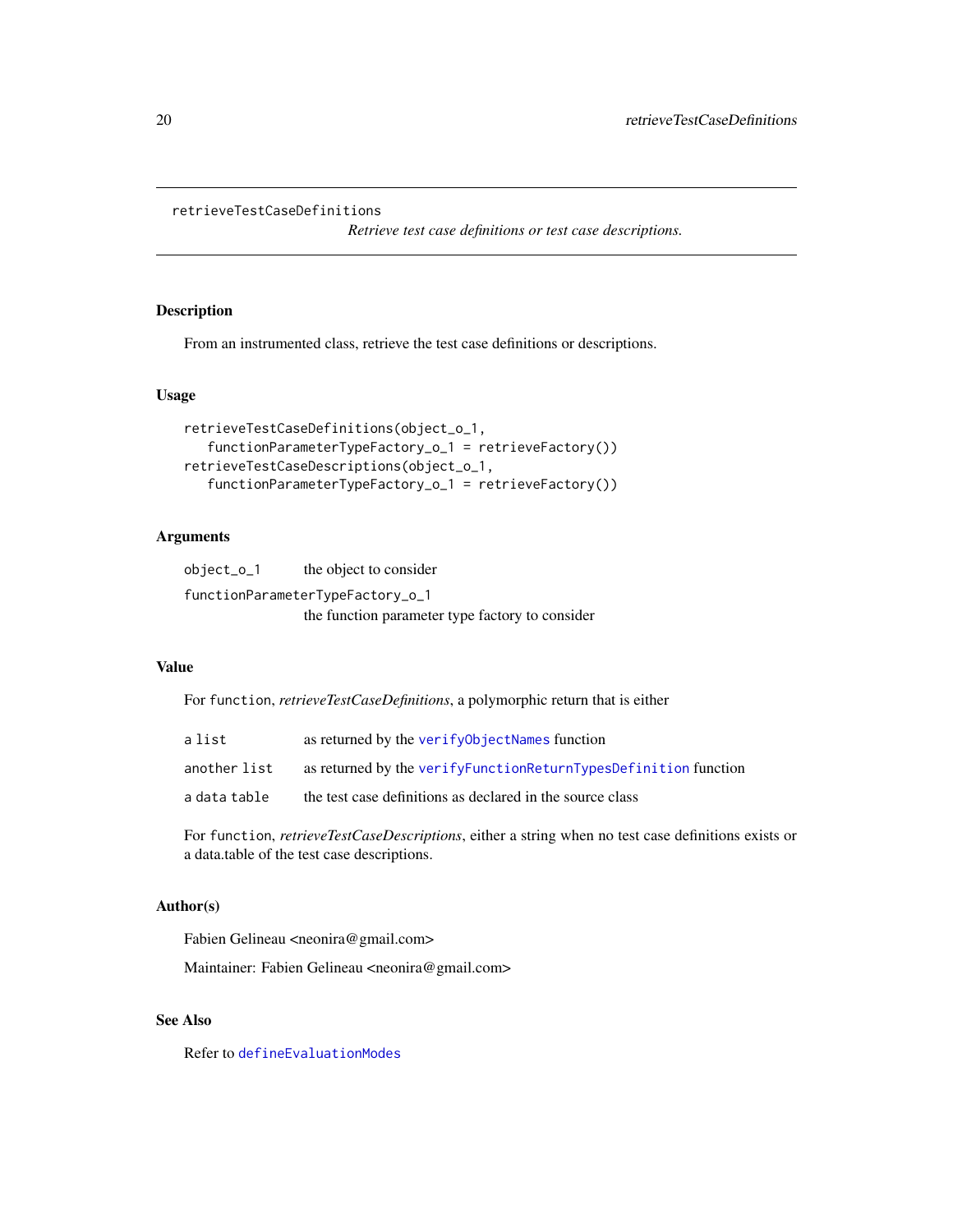# retrieveTestCaseDefinitions

*Retrieve test case definitions or test case descriptions.*

## Description

From an instrumented class, retrieve the test case definitions or descriptions.

## Usage

```
retrieveTestCaseDefinitions(object_o_1,
   functionParameterTypeFactory_o_1 = retrieveFactory())
retrieveTestCaseDescriptions(object_o_1,
   functionParameterTypeFactory_o_1 = retrieveFactory())
```

## Arguments

| | |
|---|---|
| `object_o_1` | the object to consider |
| `functionParameterTypeFactory_o_1` | the function parameter type factory to consider |

## Value

For `function`, *retrieveTestCaseDefinitions*, a polymorphic return that is either

| | |
|---|---|
| a `list` | as returned by the `verifyObjectNames` function |
| another `list` | as returned by the `verifyFunctionReturnTypesDefinition` function |
| a `data table` | the test case definitions as declared in the source class |

For `function`, *retrieveTestCaseDescriptions*, either a string when no test case definitions exists or a data.table of the test case descriptions.

## Author(s)

Fabien Gelineau <neonira@gmail.com>

Maintainer: Fabien Gelineau <neonira@gmail.com>

## See Also

Refer to `defineEvaluationModes`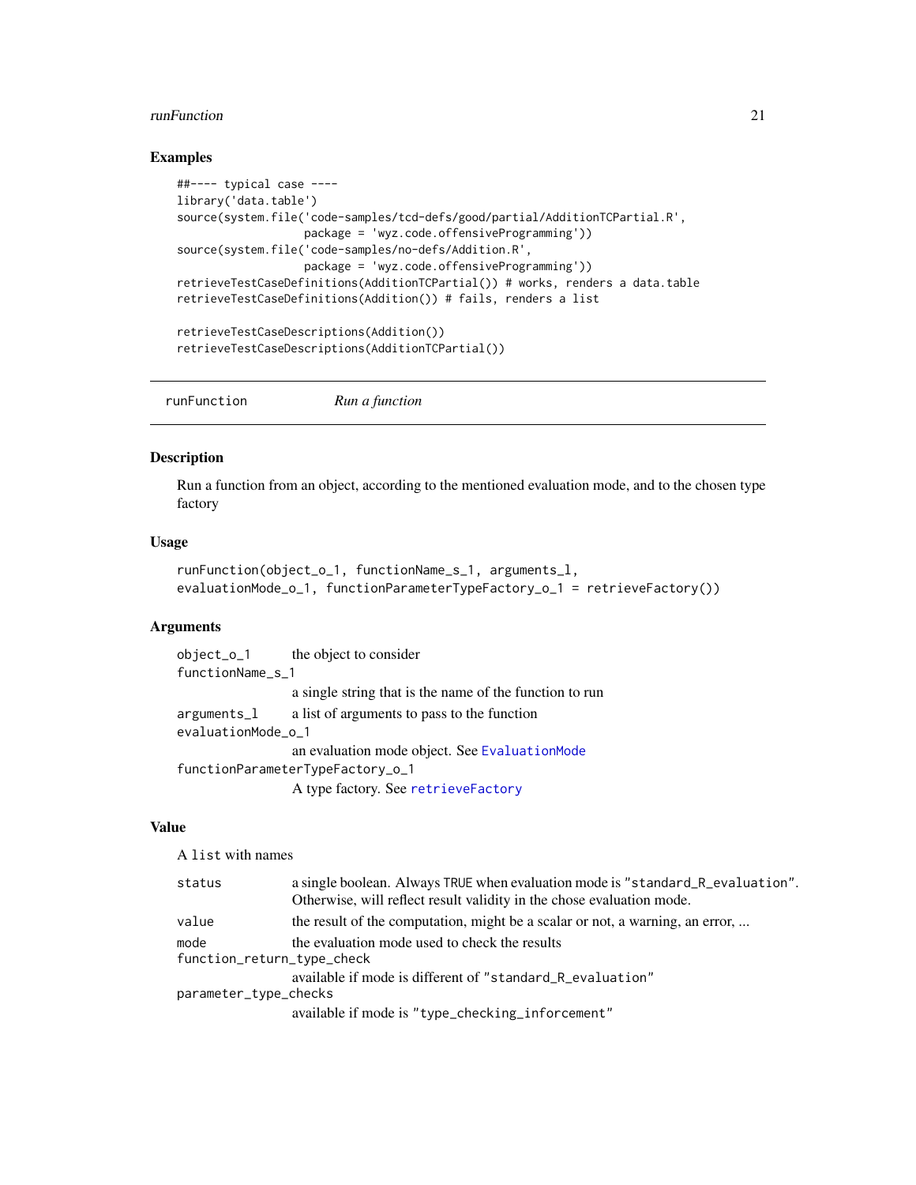### Examples

```
##---- typical case ----
library('data.table')
source(system.file('code-samples/tcd-defs/good/partial/AdditionTCPartial.R',
                   package = 'wyz.code.offensiveProgramming'))
source(system.file('code-samples/no-defs/Addition.R',
                   package = 'wyz.code.offensiveProgramming'))
retrieveTestCaseDefinitions(AdditionTCPartial()) # works, renders a data.table
retrieveTestCaseDefinitions(Addition()) # fails, renders a list

retrieveTestCaseDescriptions(Addition())
retrieveTestCaseDescriptions(AdditionTCPartial())
```

---

## runFunction — *Run a function*

### Description

Run a function from an object, according to the mentioned evaluation mode, and to the chosen type factory

### Usage

```
runFunction(object_o_1, functionName_s_1, arguments_l,
evaluationMode_o_1, functionParameterTypeFactory_o_1 = retrieveFactory())
```

### Arguments

| | |
|---|---|
| `object_o_1` | the object to consider |
| `functionName_s_1` | a single string that is the name of the function to run |
| `arguments_l` | a list of arguments to pass to the function |
| `evaluationMode_o_1` | an evaluation mode object. See EvaluationMode |
| `functionParameterTypeFactory_o_1` | A type factory. See retrieveFactory |

### Value

A `list` with names

| | |
|---|---|
| `status` | a single boolean. Always `TRUE` when evaluation mode is `"standard_R_evaluation"`. Otherwise, will reflect result validity in the chose evaluation mode. |
| `value` | the result of the computation, might be a scalar or not, a warning, an error, ... |
| `mode` | the evaluation mode used to check the results |
| `function_return_type_check` | available if mode is different of `"standard_R_evaluation"` |
| `parameter_type_checks` | available if mode is `"type_checking_inforcement"` |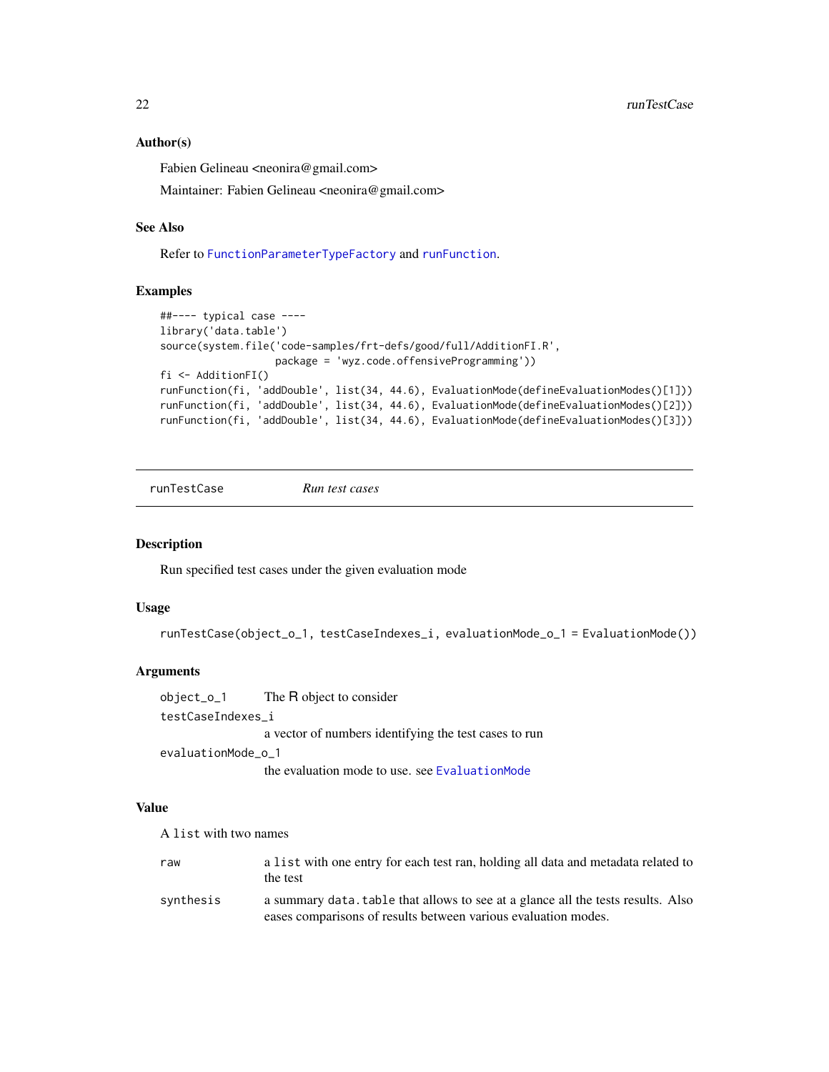### Author(s)

Fabien Gelineau <neonira@gmail.com>

Maintainer: Fabien Gelineau <neonira@gmail.com>

### See Also

Refer to FunctionParameterTypeFactory and runFunction.

### Examples

```
##---- typical case ----
library('data.table')
source(system.file('code-samples/frt-defs/good/full/AdditionFI.R',
                   package = 'wyz.code.offensiveProgramming'))
fi <- AdditionFI()
runFunction(fi, 'addDouble', list(34, 44.6), EvaluationMode(defineEvaluationModes()[1]))
runFunction(fi, 'addDouble', list(34, 44.6), EvaluationMode(defineEvaluationModes()[2]))
runFunction(fi, 'addDouble', list(34, 44.6), EvaluationMode(defineEvaluationModes()[3]))
```

---

## runTestCase *Run test cases*

### Description

Run specified test cases under the given evaluation mode

### Usage

```
runTestCase(object_o_1, testCaseIndexes_i, evaluationMode_o_1 = EvaluationMode())
```

### Arguments

| | |
|---|---|
| object_o_1 | The R object to consider |
| testCaseIndexes_i | a vector of numbers identifying the test cases to run |
| evaluationMode_o_1 | the evaluation mode to use. see EvaluationMode |

### Value

A list with two names

| | |
|---|---|
| raw | a list with one entry for each test ran, holding all data and metadata related to the test |
| synthesis | a summary data.table that allows to see at a glance all the tests results. Also eases comparisons of results between various evaluation modes. |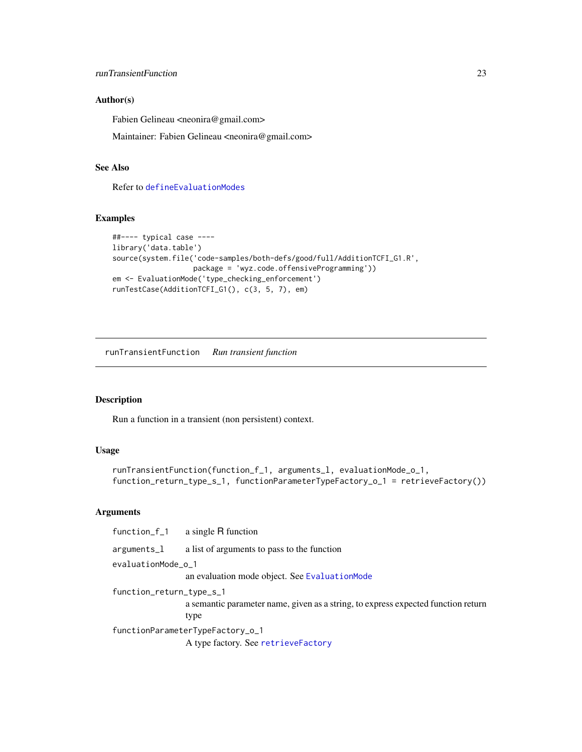### Author(s)

Fabien Gelineau <neonira@gmail.com>

Maintainer: Fabien Gelineau <neonira@gmail.com>

### See Also

Refer to defineEvaluationModes

### Examples

```
##---- typical case ----
library('data.table')
source(system.file('code-samples/both-defs/good/full/AdditionTCFI_G1.R',
                   package = 'wyz.code.offensiveProgramming'))
em <- EvaluationMode('type_checking_enforcement')
runTestCase(AdditionTCFI_G1(), c(3, 5, 7), em)
```

---

## runTransientFunction *Run transient function*

---

### Description

Run a function in a transient (non persistent) context.

### Usage

```
runTransientFunction(function_f_1, arguments_l, evaluationMode_o_1,
function_return_type_s_1, functionParameterTypeFactory_o_1 = retrieveFactory())
```

### Arguments

| | |
|---|---|
| function_f_1 | a single R function |
| arguments_l | a list of arguments to pass to the function |
| evaluationMode_o_1 | an evaluation mode object. See EvaluationMode |
| function_return_type_s_1 | a semantic parameter name, given as a string, to express expected function return type |
| functionParameterTypeFactory_o_1 | A type factory. See retrieveFactory |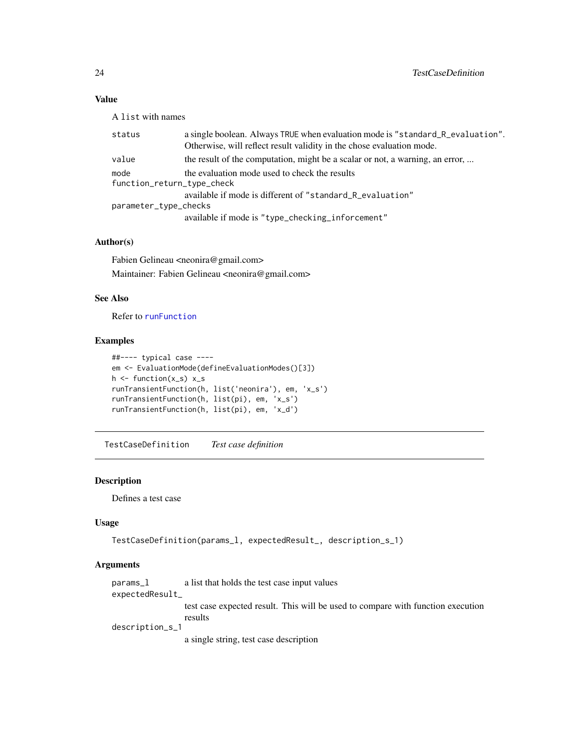### Value

A list with names

- `status` — a single boolean. Always TRUE when evaluation mode is "standard_R_evaluation". Otherwise, will reflect result validity in the chose evaluation mode.
- `value` — the result of the computation, might be a scalar or not, a warning, an error, ...
- `mode` — the evaluation mode used to check the results
- `function_return_type_check` — available if mode is different of "standard_R_evaluation"
- `parameter_type_checks` — available if mode is "type_checking_inforcement"

### Author(s)

Fabien Gelineau <neonira@gmail.com>

Maintainer: Fabien Gelineau <neonira@gmail.com>

### See Also

Refer to runFunction

### Examples

```
##---- typical case ----
em <- EvaluationMode(defineEvaluationModes()[3])
h <- function(x_s) x_s
runTransientFunction(h, list('neonira'), em, 'x_s')
runTransientFunction(h, list(pi), em, 'x_s')
runTransientFunction(h, list(pi), em, 'x_d')
```

---

## TestCaseDefinition *Test case definition*

### Description

Defines a test case

### Usage

```
TestCaseDefinition(params_l, expectedResult_, description_s_1)
```

### Arguments

- `params_l` — a list that holds the test case input values
- `expectedResult_` — test case expected result. This will be used to compare with function execution results
- `description_s_1` — a single string, test case description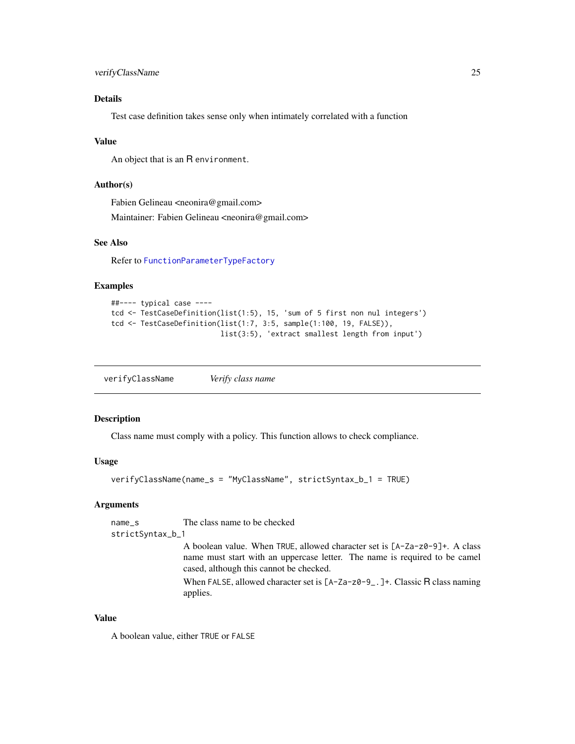### Details

Test case definition takes sense only when intimately correlated with a function

### Value

An object that is an R environment.

### Author(s)

Fabien Gelineau <neonira@gmail.com>

Maintainer: Fabien Gelineau <neonira@gmail.com>

### See Also

Refer to FunctionParameterTypeFactory

### Examples

```
##---- typical case ----
tcd <- TestCaseDefinition(list(1:5), 15, 'sum of 5 first non nul integers')
tcd <- TestCaseDefinition(list(1:7, 3:5, sample(1:100, 19, FALSE)),
                          list(3:5), 'extract smallest length from input')
```

---

## verifyClassName &nbsp;&nbsp;&nbsp; *Verify class name*

---

### Description

Class name must comply with a policy. This function allows to check compliance.

### Usage

```
verifyClassName(name_s = "MyClassName", strictSyntax_b_1 = TRUE)
```

### Arguments

| | |
|---|---|
| name_s | The class name to be checked |
| strictSyntax_b_1 | A boolean value. When TRUE, allowed character set is [A-Za-z0-9]+. A class name must start with an uppercase letter. The name is required to be camel cased, although this cannot be checked.<br><br>When FALSE, allowed character set is [A-Za-z0-9_.]+. Classic R class naming applies. |

### Value

A boolean value, either TRUE or FALSE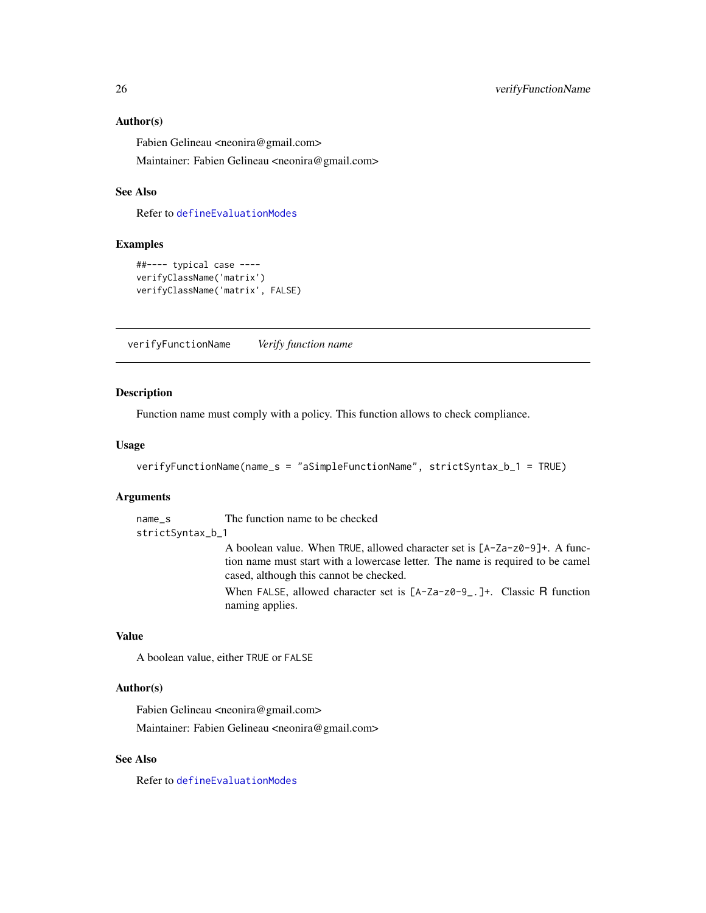### Author(s)

Fabien Gelineau <neonira@gmail.com>

Maintainer: Fabien Gelineau <neonira@gmail.com>

### See Also

Refer to defineEvaluationModes

### Examples

```
##---- typical case ----
verifyClassName('matrix')
verifyClassName('matrix', FALSE)
```

---

## verifyFunctionName *Verify function name*

### Description

Function name must comply with a policy. This function allows to check compliance.

### Usage

```
verifyFunctionName(name_s = "aSimpleFunctionName", strictSyntax_b_1 = TRUE)
```

### Arguments

| | |
|---|---|
| name_s | The function name to be checked |
| strictSyntax_b_1 | A boolean value. When TRUE, allowed character set is [A-Za-z0-9]+. A function name must start with a lowercase letter. The name is required to be camel cased, although this cannot be checked. <br> When FALSE, allowed character set is [A-Za-z0-9_.]+. Classic R function naming applies. |

### Value

A boolean value, either TRUE or FALSE

### Author(s)

Fabien Gelineau <neonira@gmail.com>

Maintainer: Fabien Gelineau <neonira@gmail.com>

### See Also

Refer to defineEvaluationModes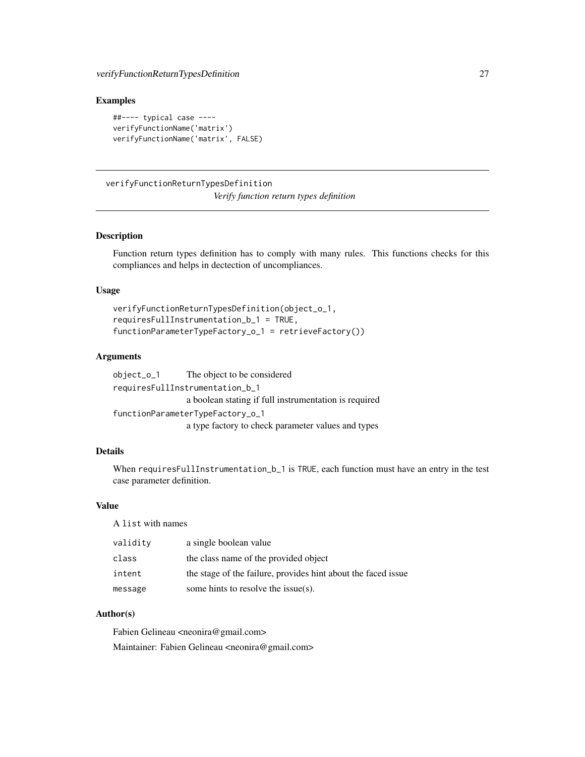## Examples

```
##---- typical case ----
verifyFunctionName('matrix')
verifyFunctionName('matrix', FALSE)
```

---

# verifyFunctionReturnTypesDefinition

*Verify function return types definition*

---

### Description

Function return types definition has to comply with many rules. This functions checks for this compliances and helps in dectection of uncompliances.

### Usage

```
verifyFunctionReturnTypesDefinition(object_o_1,
requiresFullInstrumentation_b_1 = TRUE,
functionParameterTypeFactory_o_1 = retrieveFactory())
```

### Arguments

| | |
|---|---|
| `object_o_1` | The object to be considered |
| `requiresFullInstrumentation_b_1` | a boolean stating if full instrumentation is required |
| `functionParameterTypeFactory_o_1` | a type factory to check parameter values and types |

### Details

When `requiresFullInstrumentation_b_1` is `TRUE`, each function must have an entry in the test case parameter definition.

### Value

A `list` with names

| | |
|---|---|
| `validity` | a single boolean value |
| `class` | the class name of the provided object |
| `intent` | the stage of the failure, provides hint about the faced issue |
| `message` | some hints to resolve the issue(s). |

### Author(s)

Fabien Gelineau <neonira@gmail.com>

Maintainer: Fabien Gelineau <neonira@gmail.com>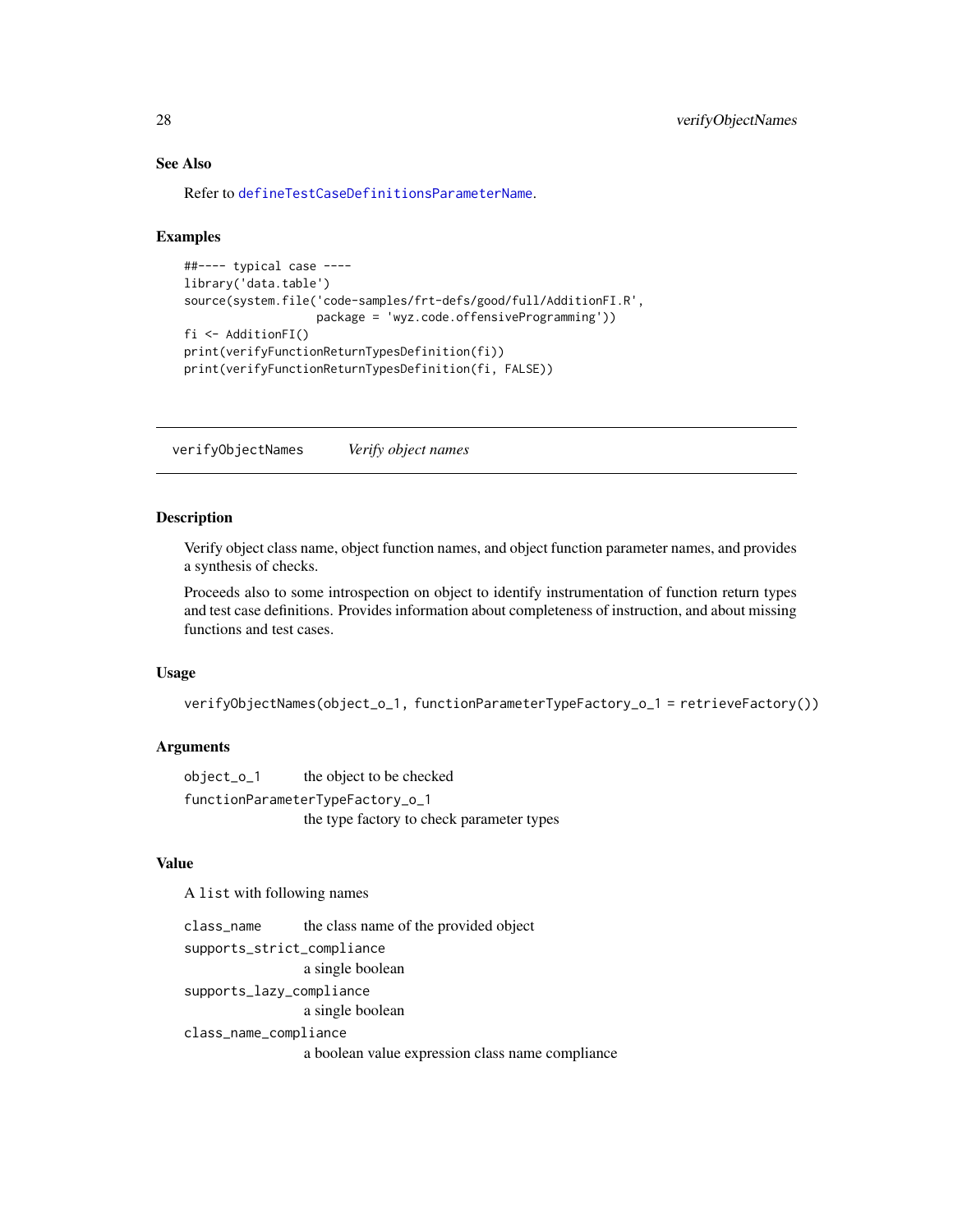### See Also

Refer to `defineTestCaseDefinitionsParameterName`.

### Examples

```
##---- typical case ----
library('data.table')
source(system.file('code-samples/frt-defs/good/full/AdditionFI.R',
                   package = 'wyz.code.offensiveProgramming'))
fi <- AdditionFI()
print(verifyFunctionReturnTypesDefinition(fi))
print(verifyFunctionReturnTypesDefinition(fi, FALSE))
```

---

## verifyObjectNames    *Verify object names*

---

### Description

Verify object class name, object function names, and object function parameter names, and provides a synthesis of checks.

Proceeds also to some introspection on object to identify instrumentation of function return types and test case definitions. Provides information about completeness of instruction, and about missing functions and test cases.

### Usage

```
verifyObjectNames(object_o_1, functionParameterTypeFactory_o_1 = retrieveFactory())
```

### Arguments

`object_o_1`    the object to be checked

`functionParameterTypeFactory_o_1`
    the type factory to check parameter types

### Value

A `list` with following names

`class_name`    the class name of the provided object

`supports_strict_compliance`
    a single boolean

`supports_lazy_compliance`
    a single boolean

`class_name_compliance`
    a boolean value expression class name compliance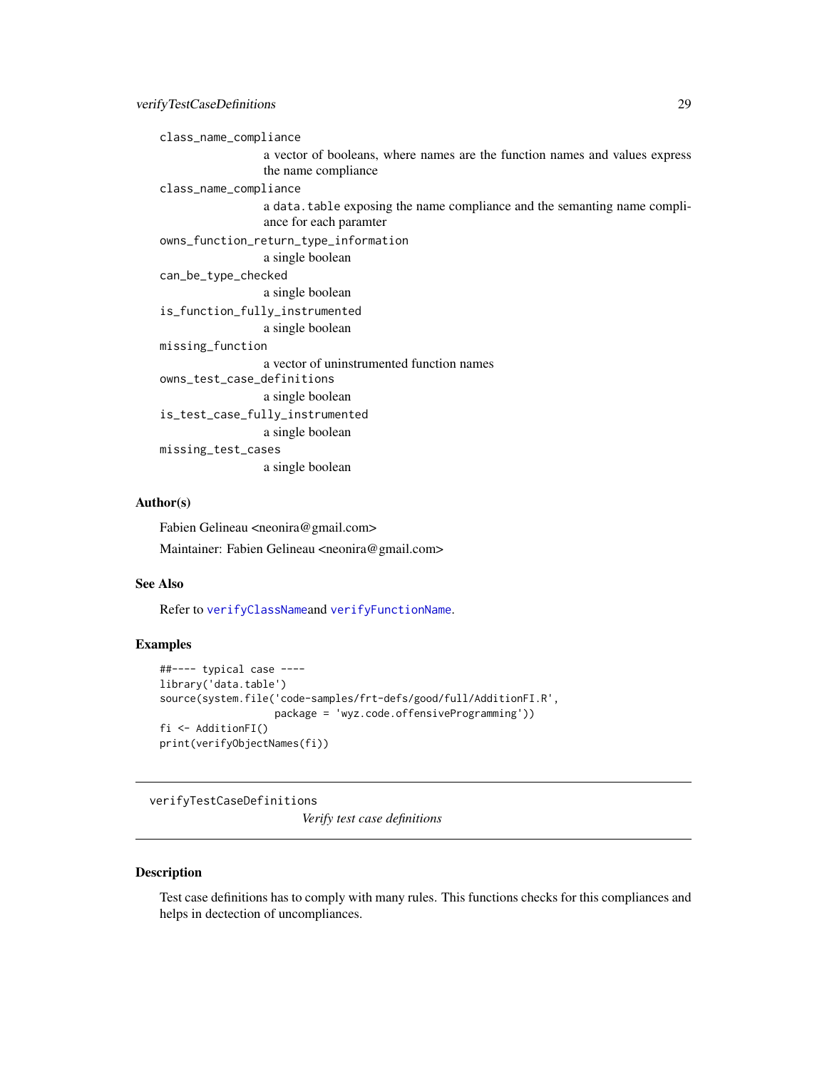`class_name_compliance`
: a vector of booleans, where names are the function names and values express the name compliance

`class_name_compliance`
: a `data.table` exposing the name compliance and the semanting name compliance for each paramter

`owns_function_return_type_information`
: a single boolean

`can_be_type_checked`
: a single boolean

`is_function_fully_instrumented`
: a single boolean

`missing_function`
: a vector of uninstrumented function names

`owns_test_case_definitions`
: a single boolean

`is_test_case_fully_instrumented`
: a single boolean

`missing_test_cases`
: a single boolean

### Author(s)

Fabien Gelineau <neonira@gmail.com>

Maintainer: Fabien Gelineau <neonira@gmail.com>

### See Also

Refer to `verifyClassName`and `verifyFunctionName`.

### Examples

```
##---- typical case ----
library('data.table')
source(system.file('code-samples/frt-defs/good/full/AdditionFI.R',
                   package = 'wyz.code.offensiveProgramming'))
fi <- AdditionFI()
print(verifyObjectNames(fi))
```

---

## verifyTestCaseDefinitions — *Verify test case definitions*

---

### Description

Test case definitions has to comply with many rules. This functions checks for this compliances and helps in dectection of uncompliances.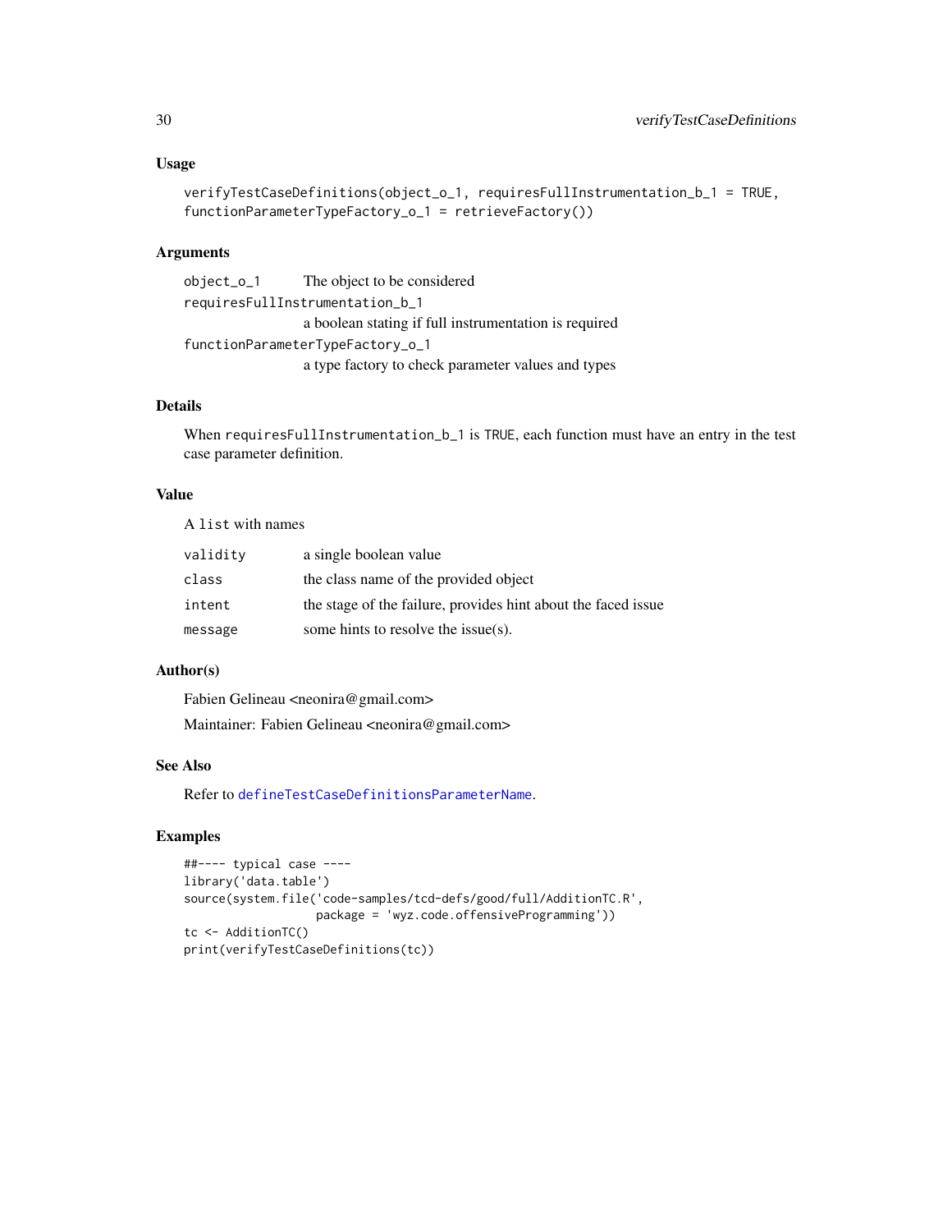## Usage

```
verifyTestCaseDefinitions(object_o_1, requiresFullInstrumentation_b_1 = TRUE,
functionParameterTypeFactory_o_1 = retrieveFactory())
```

## Arguments

| | |
|---|---|
| object_o_1 | The object to be considered |
| requiresFullInstrumentation_b_1 | a boolean stating if full instrumentation is required |
| functionParameterTypeFactory_o_1 | a type factory to check parameter values and types |

## Details

When requiresFullInstrumentation_b_1 is TRUE, each function must have an entry in the test case parameter definition.

## Value

A list with names

| | |
|---|---|
| validity | a single boolean value |
| class | the class name of the provided object |
| intent | the stage of the failure, provides hint about the faced issue |
| message | some hints to resolve the issue(s). |

## Author(s)

Fabien Gelineau <neonira@gmail.com>

Maintainer: Fabien Gelineau <neonira@gmail.com>

## See Also

Refer to defineTestCaseDefinitionsParameterName.

## Examples

```
##---- typical case ----
library('data.table')
source(system.file('code-samples/tcd-defs/good/full/AdditionTC.R',
                   package = 'wyz.code.offensiveProgramming'))
tc <- AdditionTC()
print(verifyTestCaseDefinitions(tc))
```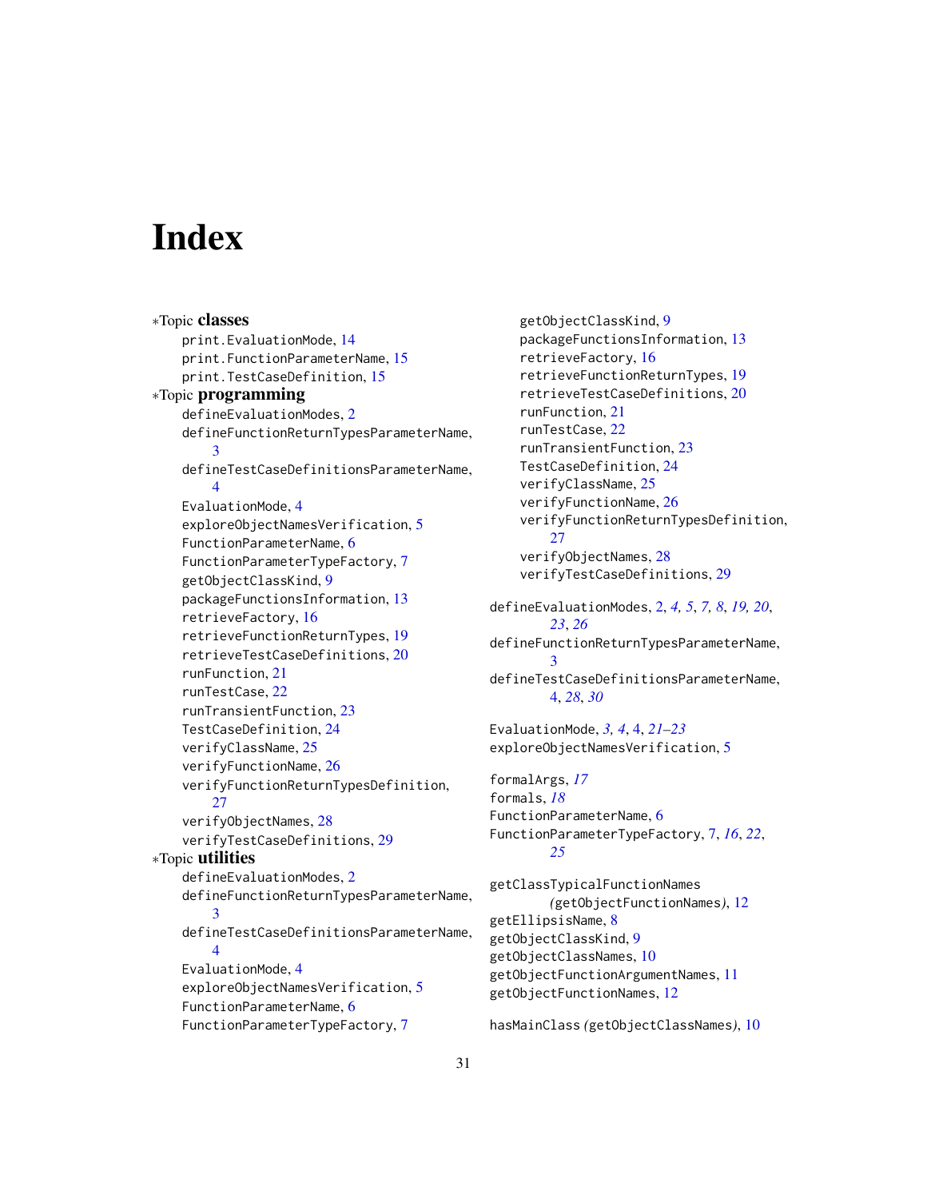# Index

∗Topic **classes**

print.EvaluationMode, 14
print.FunctionParameterName, 15
print.TestCaseDefinition, 15

∗Topic **programming**

defineEvaluationModes, 2
defineFunctionReturnTypesParameterName, 3
defineTestCaseDefinitionsParameterName, 4
EvaluationMode, 4
exploreObjectNamesVerification, 5
FunctionParameterName, 6
FunctionParameterTypeFactory, 7
getObjectClassKind, 9
packageFunctionsInformation, 13
retrieveFactory, 16
retrieveFunctionReturnTypes, 19
retrieveTestCaseDefinitions, 20
runFunction, 21
runTestCase, 22
runTransientFunction, 23
TestCaseDefinition, 24
verifyClassName, 25
verifyFunctionName, 26
verifyFunctionReturnTypesDefinition, 27
verifyObjectNames, 28
verifyTestCaseDefinitions, 29

∗Topic **utilities**

defineEvaluationModes, 2
defineFunctionReturnTypesParameterName, 3
defineTestCaseDefinitionsParameterName, 4
EvaluationMode, 4
exploreObjectNamesVerification, 5
FunctionParameterName, 6
FunctionParameterTypeFactory, 7
getObjectClassKind, 9
packageFunctionsInformation, 13
retrieveFactory, 16
retrieveFunctionReturnTypes, 19
retrieveTestCaseDefinitions, 20
runFunction, 21
runTestCase, 22
runTransientFunction, 23
TestCaseDefinition, 24
verifyClassName, 25
verifyFunctionName, 26
verifyFunctionReturnTypesDefinition, 27
verifyObjectNames, 28
verifyTestCaseDefinitions, 29

defineEvaluationModes, 2, *4, 5*, *7, 8*, *19, 20*, *23*, *26*
defineFunctionReturnTypesParameterName, 3
defineTestCaseDefinitionsParameterName, 4, *28*, *30*

EvaluationMode, *3, 4*, 4, *21–23*
exploreObjectNamesVerification, 5

formalArgs, *17*
formals, *18*
FunctionParameterName, 6
FunctionParameterTypeFactory, 7, *16*, *22*, *25*

getClassTypicalFunctionNames *(getObjectFunctionNames)*, 12
getEllipsisName, 8
getObjectClassKind, 9
getObjectClassNames, 10
getObjectFunctionArgumentNames, 11
getObjectFunctionNames, 12

hasMainClass *(getObjectClassNames)*, 10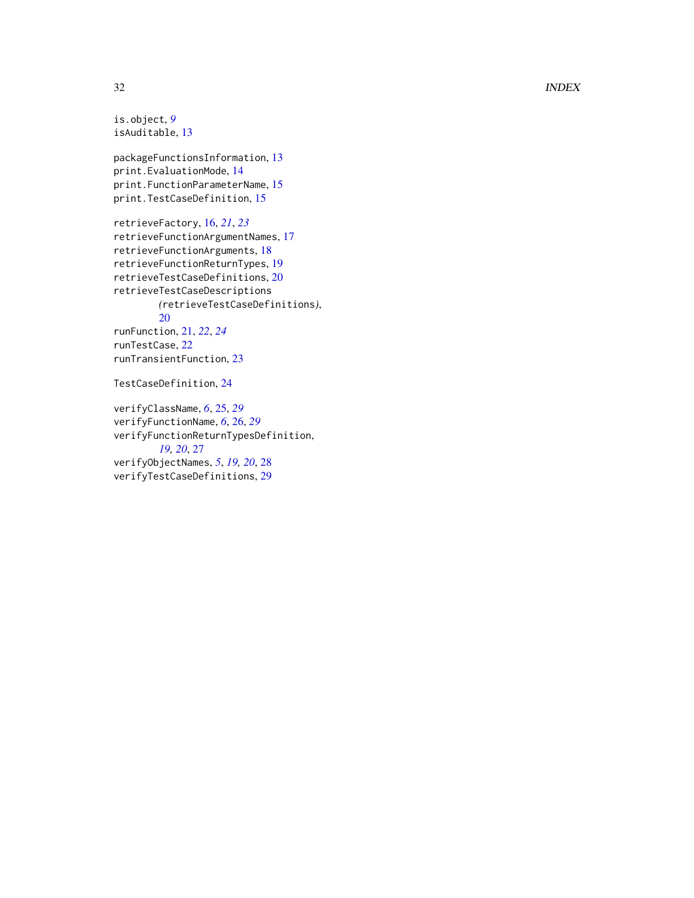is.object, *9*
isAuditable, 13

packageFunctionsInformation, 13
print.EvaluationMode, 14
print.FunctionParameterName, 15
print.TestCaseDefinition, 15

retrieveFactory, 16, *21*, *23*
retrieveFunctionArgumentNames, 17
retrieveFunctionArguments, 18
retrieveFunctionReturnTypes, 19
retrieveTestCaseDefinitions, 20
retrieveTestCaseDescriptions
    *(*retrieveTestCaseDefinitions*)*,
    20
runFunction, 21, *22*, *24*
runTestCase, 22
runTransientFunction, 23

TestCaseDefinition, 24

verifyClassName, *6*, 25, *29*
verifyFunctionName, *6*, 26, *29*
verifyFunctionReturnTypesDefinition,
    *19, 20*, 27
verifyObjectNames, *5*, *19, 20*, 28
verifyTestCaseDefinitions, 29